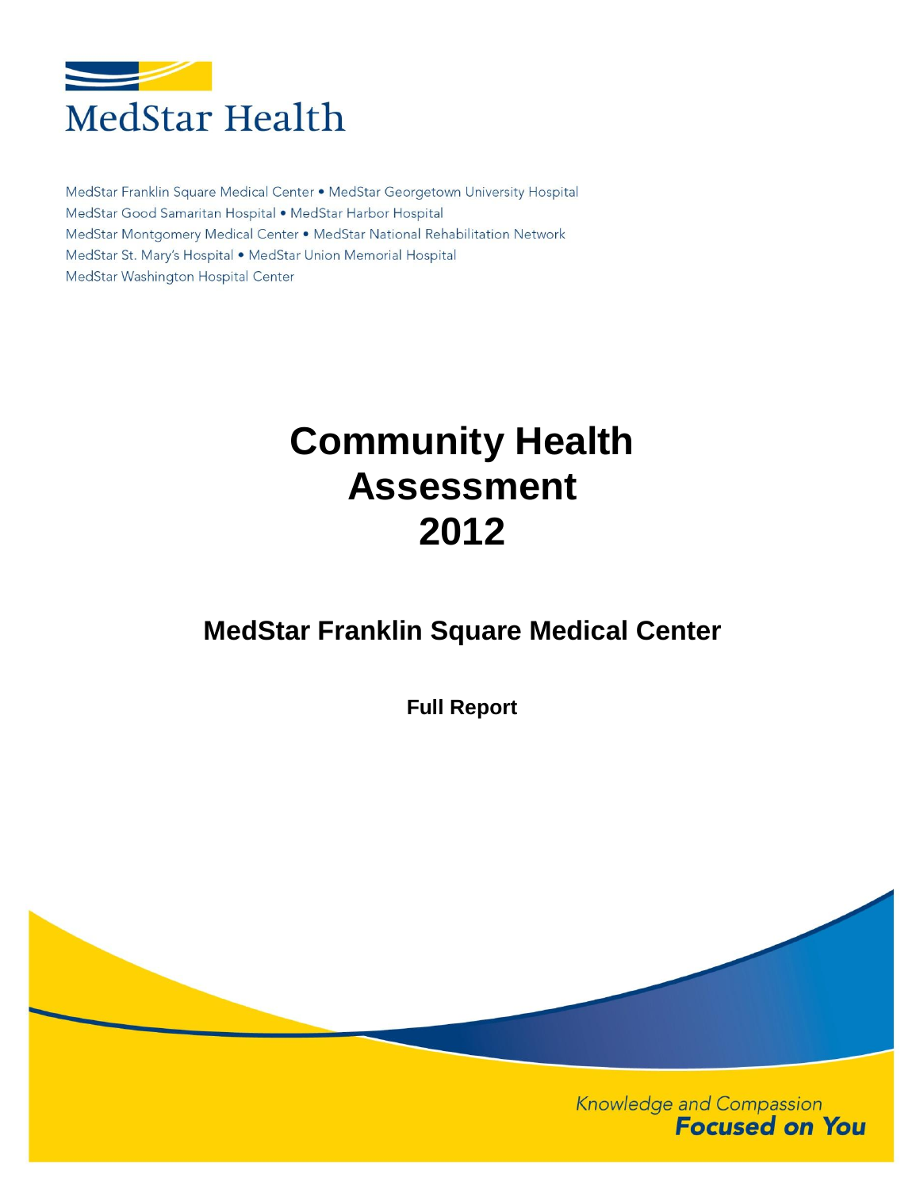MedStar Health

MedStar Franklin Square Medical Center • MedStar Georgetown University Hospital
MedStar Good Samaritan Hospital • MedStar Harbor Hospital
MedStar Montgomery Medical Center • MedStar National Rehabilitation Network
MedStar St. Mary's Hospital • MedStar Union Memorial Hospital
MedStar Washington Hospital Center

# Community Health Assessment 2012

## MedStar Franklin Square Medical Center

**Full Report**

*Knowledge and Compassion* ***Focused on You***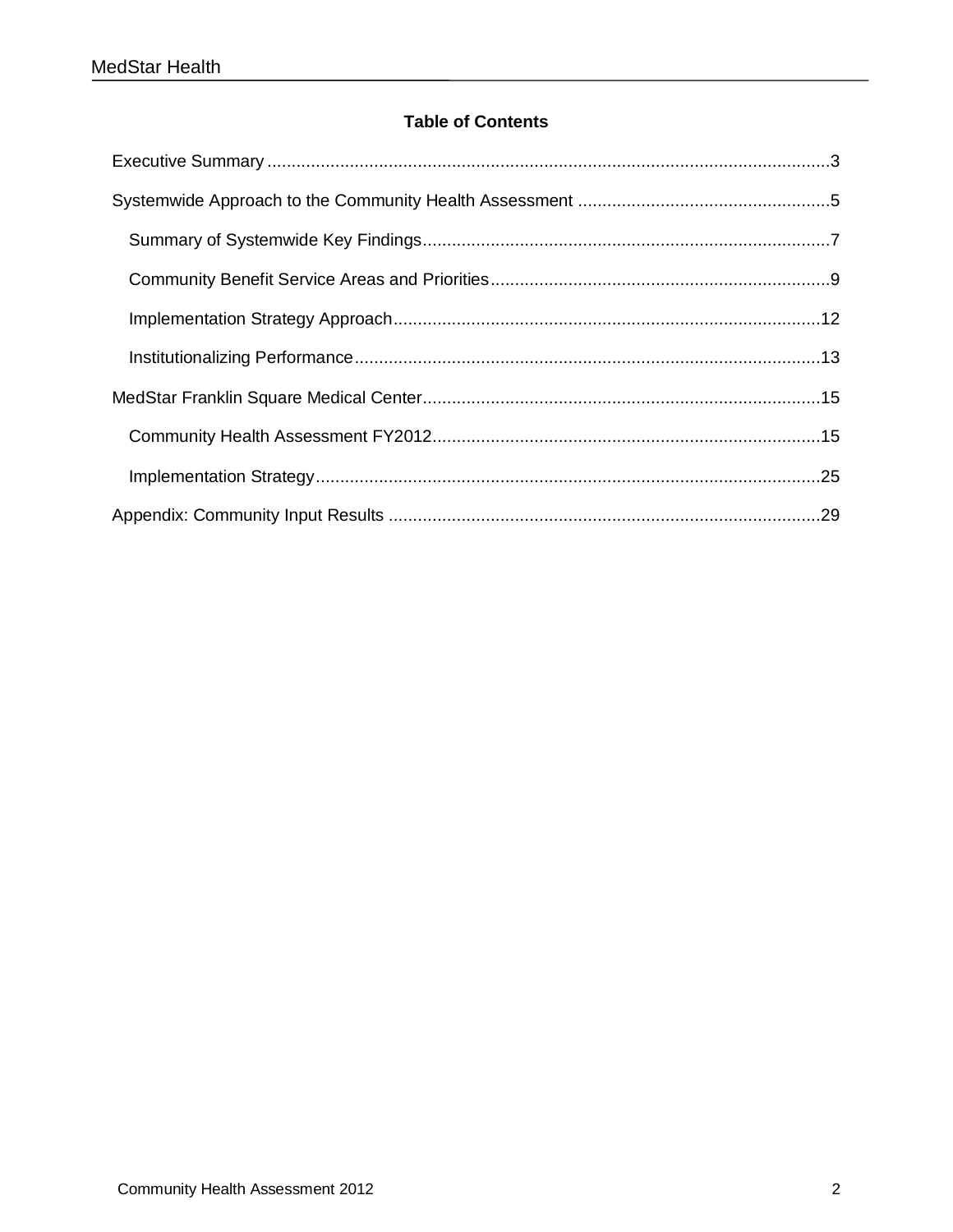## Table of Contents

- Executive Summary ..... 3
- Systemwide Approach to the Community Health Assessment ..... 5
  - Summary of Systemwide Key Findings ..... 7
  - Community Benefit Service Areas and Priorities ..... 9
  - Implementation Strategy Approach ..... 12
  - Institutionalizing Performance ..... 13
- MedStar Franklin Square Medical Center ..... 15
  - Community Health Assessment FY2012 ..... 15
  - Implementation Strategy ..... 25
- Appendix: Community Input Results ..... 29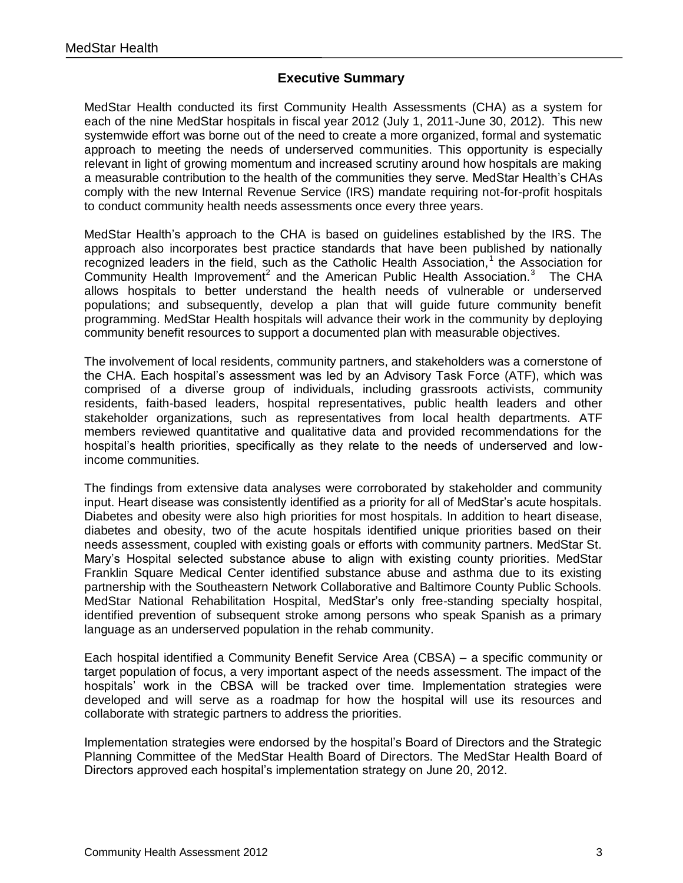## Executive Summary

MedStar Health conducted its first Community Health Assessments (CHA) as a system for each of the nine MedStar hospitals in fiscal year 2012 (July 1, 2011-June 30, 2012). This new systemwide effort was borne out of the need to create a more organized, formal and systematic approach to meeting the needs of underserved communities. This opportunity is especially relevant in light of growing momentum and increased scrutiny around how hospitals are making a measurable contribution to the health of the communities they serve. MedStar Health's CHAs comply with the new Internal Revenue Service (IRS) mandate requiring not-for-profit hospitals to conduct community health needs assessments once every three years.

MedStar Health's approach to the CHA is based on guidelines established by the IRS. The approach also incorporates best practice standards that have been published by nationally recognized leaders in the field, such as the Catholic Health Association,[1] the Association for Community Health Improvement[2] and the American Public Health Association.[3] The CHA allows hospitals to better understand the health needs of vulnerable or underserved populations; and subsequently, develop a plan that will guide future community benefit programming. MedStar Health hospitals will advance their work in the community by deploying community benefit resources to support a documented plan with measurable objectives.

The involvement of local residents, community partners, and stakeholders was a cornerstone of the CHA. Each hospital's assessment was led by an Advisory Task Force (ATF), which was comprised of a diverse group of individuals, including grassroots activists, community residents, faith-based leaders, hospital representatives, public health leaders and other stakeholder organizations, such as representatives from local health departments. ATF members reviewed quantitative and qualitative data and provided recommendations for the hospital's health priorities, specifically as they relate to the needs of underserved and low-income communities.

The findings from extensive data analyses were corroborated by stakeholder and community input. Heart disease was consistently identified as a priority for all of MedStar's acute hospitals. Diabetes and obesity were also high priorities for most hospitals. In addition to heart disease, diabetes and obesity, two of the acute hospitals identified unique priorities based on their needs assessment, coupled with existing goals or efforts with community partners. MedStar St. Mary's Hospital selected substance abuse to align with existing county priorities. MedStar Franklin Square Medical Center identified substance abuse and asthma due to its existing partnership with the Southeastern Network Collaborative and Baltimore County Public Schools. MedStar National Rehabilitation Hospital, MedStar's only free-standing specialty hospital, identified prevention of subsequent stroke among persons who speak Spanish as a primary language as an underserved population in the rehab community.

Each hospital identified a Community Benefit Service Area (CBSA) – a specific community or target population of focus, a very important aspect of the needs assessment. The impact of the hospitals' work in the CBSA will be tracked over time. Implementation strategies were developed and will serve as a roadmap for how the hospital will use its resources and collaborate with strategic partners to address the priorities.

Implementation strategies were endorsed by the hospital's Board of Directors and the Strategic Planning Committee of the MedStar Health Board of Directors. The MedStar Health Board of Directors approved each hospital's implementation strategy on June 20, 2012.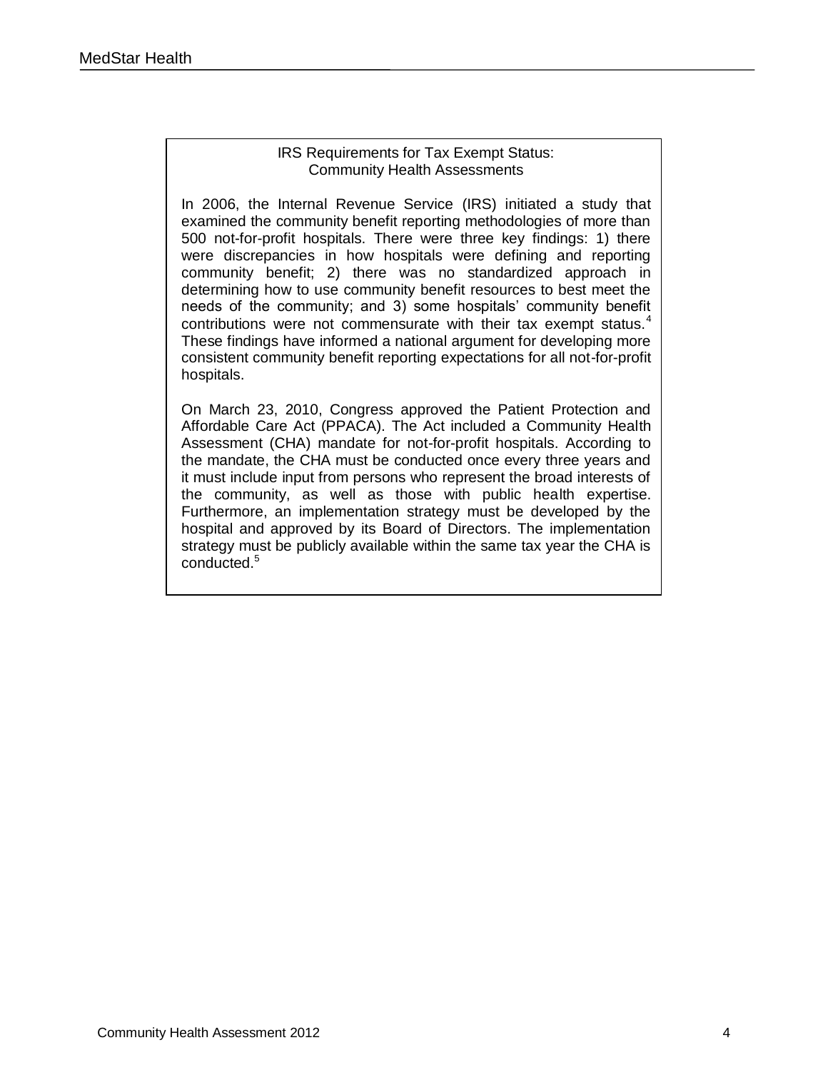## IRS Requirements for Tax Exempt Status: Community Health Assessments

In 2006, the Internal Revenue Service (IRS) initiated a study that examined the community benefit reporting methodologies of more than 500 not-for-profit hospitals. There were three key findings: 1) there were discrepancies in how hospitals were defining and reporting community benefit; 2) there was no standardized approach in determining how to use community benefit resources to best meet the needs of the community; and 3) some hospitals' community benefit contributions were not commensurate with their tax exempt status.[4] These findings have informed a national argument for developing more consistent community benefit reporting expectations for all not-for-profit hospitals.

On March 23, 2010, Congress approved the Patient Protection and Affordable Care Act (PPACA). The Act included a Community Health Assessment (CHA) mandate for not-for-profit hospitals. According to the mandate, the CHA must be conducted once every three years and it must include input from persons who represent the broad interests of the community, as well as those with public health expertise. Furthermore, an implementation strategy must be developed by the hospital and approved by its Board of Directors. The implementation strategy must be publicly available within the same tax year the CHA is conducted.[5]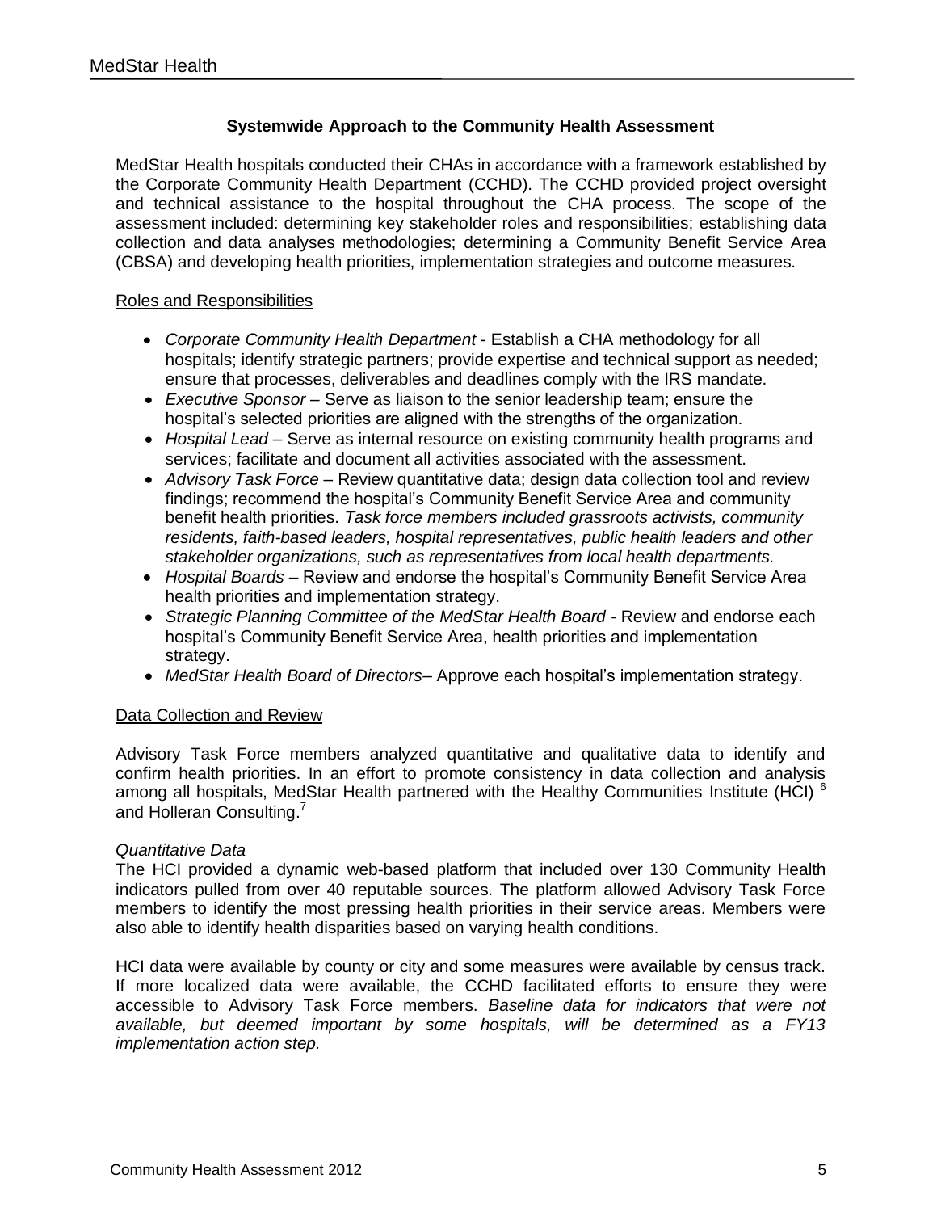## Systemwide Approach to the Community Health Assessment

MedStar Health hospitals conducted their CHAs in accordance with a framework established by the Corporate Community Health Department (CCHD). The CCHD provided project oversight and technical assistance to the hospital throughout the CHA process. The scope of the assessment included: determining key stakeholder roles and responsibilities; establishing data collection and data analyses methodologies; determining a Community Benefit Service Area (CBSA) and developing health priorities, implementation strategies and outcome measures.

### Roles and Responsibilities

- *Corporate Community Health Department* - Establish a CHA methodology for all hospitals; identify strategic partners; provide expertise and technical support as needed; ensure that processes, deliverables and deadlines comply with the IRS mandate.
- *Executive Sponsor* – Serve as liaison to the senior leadership team; ensure the hospital's selected priorities are aligned with the strengths of the organization.
- *Hospital Lead* – Serve as internal resource on existing community health programs and services; facilitate and document all activities associated with the assessment.
- *Advisory Task Force* – Review quantitative data; design data collection tool and review findings; recommend the hospital's Community Benefit Service Area and community benefit health priorities. *Task force members included grassroots activists, community residents, faith-based leaders, hospital representatives, public health leaders and other stakeholder organizations, such as representatives from local health departments.*
- *Hospital Boards* – Review and endorse the hospital's Community Benefit Service Area health priorities and implementation strategy.
- *Strategic Planning Committee of the MedStar Health Board* - Review and endorse each hospital's Community Benefit Service Area, health priorities and implementation strategy.
- *MedStar Health Board of Directors*– Approve each hospital's implementation strategy.

### Data Collection and Review

Advisory Task Force members analyzed quantitative and qualitative data to identify and confirm health priorities. In an effort to promote consistency in data collection and analysis among all hospitals, MedStar Health partnered with the Healthy Communities Institute (HCI) [6] and Holleran Consulting.[7]

*Quantitative Data*

The HCI provided a dynamic web-based platform that included over 130 Community Health indicators pulled from over 40 reputable sources. The platform allowed Advisory Task Force members to identify the most pressing health priorities in their service areas. Members were also able to identify health disparities based on varying health conditions.

HCI data were available by county or city and some measures were available by census track. If more localized data were available, the CCHD facilitated efforts to ensure they were accessible to Advisory Task Force members. *Baseline data for indicators that were not available, but deemed important by some hospitals, will be determined as a FY13 implementation action step.*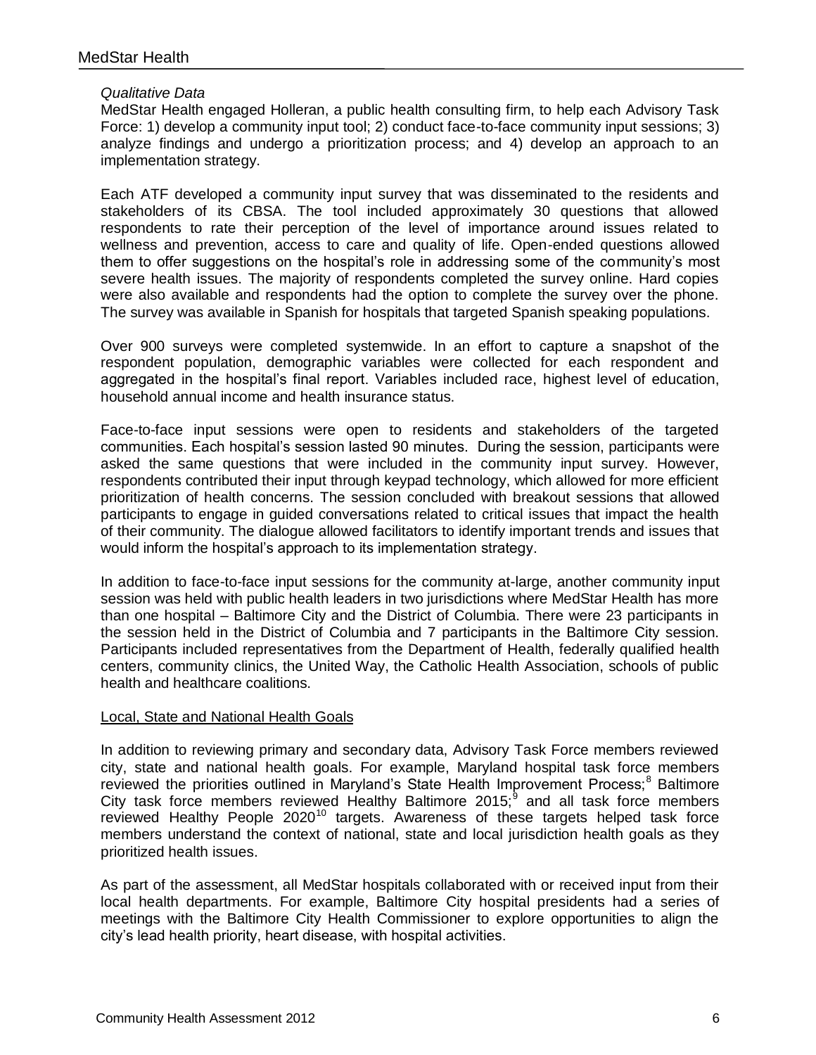*Qualitative Data*

MedStar Health engaged Holleran, a public health consulting firm, to help each Advisory Task Force: 1) develop a community input tool; 2) conduct face-to-face community input sessions; 3) analyze findings and undergo a prioritization process; and 4) develop an approach to an implementation strategy.

Each ATF developed a community input survey that was disseminated to the residents and stakeholders of its CBSA. The tool included approximately 30 questions that allowed respondents to rate their perception of the level of importance around issues related to wellness and prevention, access to care and quality of life. Open-ended questions allowed them to offer suggestions on the hospital's role in addressing some of the community's most severe health issues. The majority of respondents completed the survey online. Hard copies were also available and respondents had the option to complete the survey over the phone. The survey was available in Spanish for hospitals that targeted Spanish speaking populations.

Over 900 surveys were completed systemwide. In an effort to capture a snapshot of the respondent population, demographic variables were collected for each respondent and aggregated in the hospital's final report. Variables included race, highest level of education, household annual income and health insurance status.

Face-to-face input sessions were open to residents and stakeholders of the targeted communities. Each hospital's session lasted 90 minutes. During the session, participants were asked the same questions that were included in the community input survey. However, respondents contributed their input through keypad technology, which allowed for more efficient prioritization of health concerns. The session concluded with breakout sessions that allowed participants to engage in guided conversations related to critical issues that impact the health of their community. The dialogue allowed facilitators to identify important trends and issues that would inform the hospital's approach to its implementation strategy.

In addition to face-to-face input sessions for the community at-large, another community input session was held with public health leaders in two jurisdictions where MedStar Health has more than one hospital – Baltimore City and the District of Columbia. There were 23 participants in the session held in the District of Columbia and 7 participants in the Baltimore City session. Participants included representatives from the Department of Health, federally qualified health centers, community clinics, the United Way, the Catholic Health Association, schools of public health and healthcare coalitions.

Local, State and National Health Goals

In addition to reviewing primary and secondary data, Advisory Task Force members reviewed city, state and national health goals. For example, Maryland hospital task force members reviewed the priorities outlined in Maryland's State Health Improvement Process;[8] Baltimore City task force members reviewed Healthy Baltimore 2015;[9] and all task force members reviewed Healthy People 2020[10] targets. Awareness of these targets helped task force members understand the context of national, state and local jurisdiction health goals as they prioritized health issues.

As part of the assessment, all MedStar hospitals collaborated with or received input from their local health departments. For example, Baltimore City hospital presidents had a series of meetings with the Baltimore City Health Commissioner to explore opportunities to align the city's lead health priority, heart disease, with hospital activities.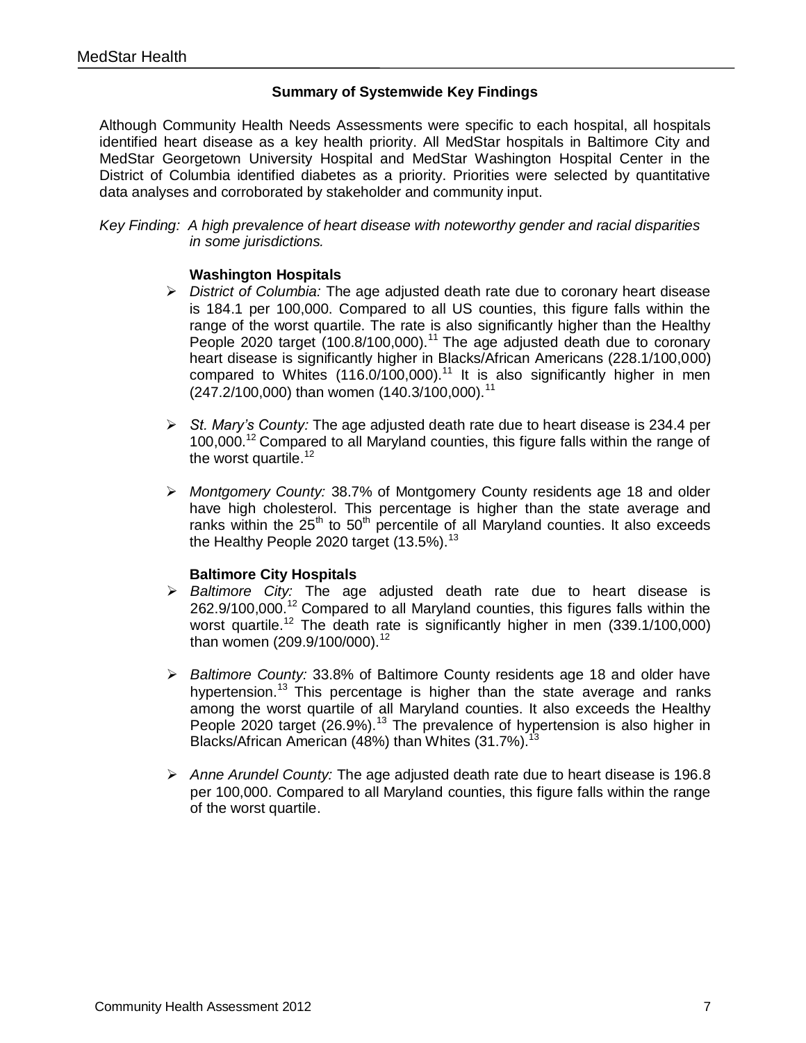## Summary of Systemwide Key Findings

Although Community Health Needs Assessments were specific to each hospital, all hospitals identified heart disease as a key health priority. All MedStar hospitals in Baltimore City and MedStar Georgetown University Hospital and MedStar Washington Hospital Center in the District of Columbia identified diabetes as a priority. Priorities were selected by quantitative data analyses and corroborated by stakeholder and community input.

*Key Finding: A high prevalence of heart disease with noteworthy gender and racial disparities in some jurisdictions.*

### Washington Hospitals

- *District of Columbia:* The age adjusted death rate due to coronary heart disease is 184.1 per 100,000. Compared to all US counties, this figure falls within the range of the worst quartile. The rate is also significantly higher than the Healthy People 2020 target (100.8/100,000).[11] The age adjusted death due to coronary heart disease is significantly higher in Blacks/African Americans (228.1/100,000) compared to Whites (116.0/100,000).[11] It is also significantly higher in men (247.2/100,000) than women (140.3/100,000).[11]

- *St. Mary's County:* The age adjusted death rate due to heart disease is 234.4 per 100,000.[12] Compared to all Maryland counties, this figure falls within the range of the worst quartile.[12]

- *Montgomery County:* 38.7% of Montgomery County residents age 18 and older have high cholesterol. This percentage is higher than the state average and ranks within the 25th to 50th percentile of all Maryland counties. It also exceeds the Healthy People 2020 target (13.5%).[13]

### Baltimore City Hospitals

- *Baltimore City:* The age adjusted death rate due to heart disease is 262.9/100,000.[12] Compared to all Maryland counties, this figures falls within the worst quartile.[12] The death rate is significantly higher in men (339.1/100,000) than women (209.9/100/000).[12]

- *Baltimore County:* 33.8% of Baltimore County residents age 18 and older have hypertension.[13] This percentage is higher than the state average and ranks among the worst quartile of all Maryland counties. It also exceeds the Healthy People 2020 target (26.9%).[13] The prevalence of hypertension is also higher in Blacks/African American (48%) than Whites (31.7%).[13]

- *Anne Arundel County:* The age adjusted death rate due to heart disease is 196.8 per 100,000. Compared to all Maryland counties, this figure falls within the range of the worst quartile.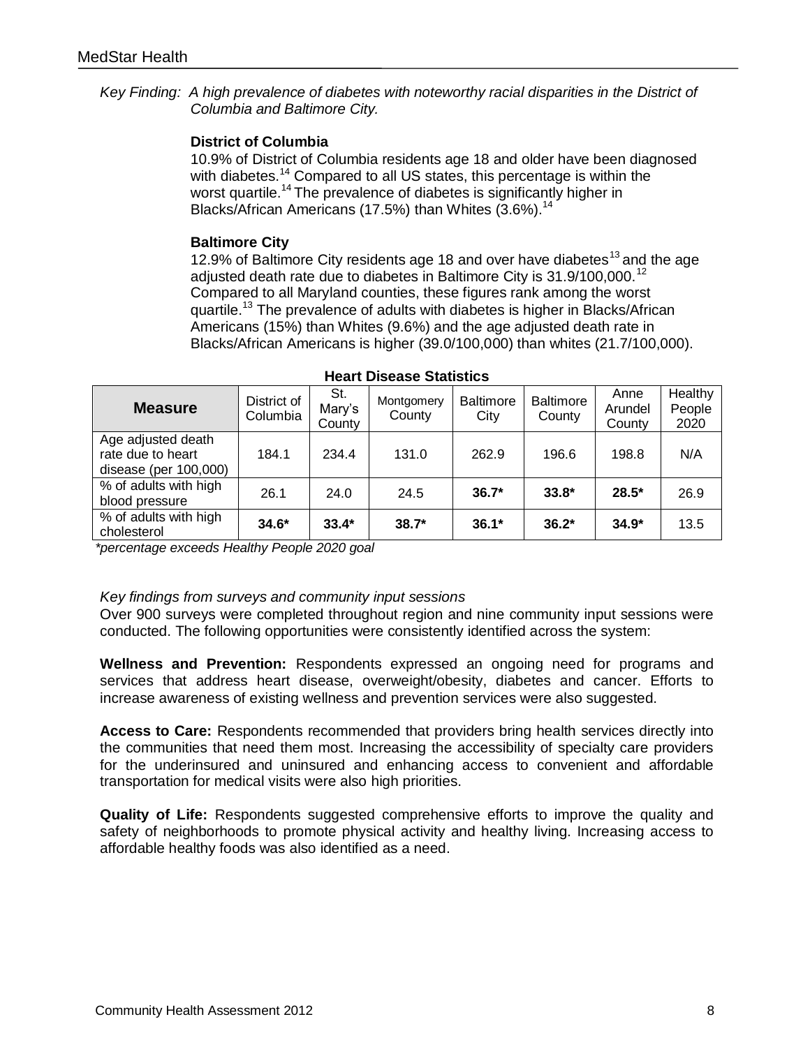*Key Finding: A high prevalence of diabetes with noteworthy racial disparities in the District of Columbia and Baltimore City.*

**District of Columbia**

10.9% of District of Columbia residents age 18 and older have been diagnosed with diabetes.[14] Compared to all US states, this percentage is within the worst quartile.[14] The prevalence of diabetes is significantly higher in Blacks/African Americans (17.5%) than Whites (3.6%).[14]

**Baltimore City**

12.9% of Baltimore City residents age 18 and over have diabetes[13] and the age adjusted death rate due to diabetes in Baltimore City is 31.9/100,000.[12] Compared to all Maryland counties, these figures rank among the worst quartile.[13] The prevalence of adults with diabetes is higher in Blacks/African Americans (15%) than Whites (9.6%) and the age adjusted death rate in Blacks/African Americans is higher (39.0/100,000) than whites (21.7/100,000).

**Heart Disease Statistics**

| Measure | District of Columbia | St. Mary's County | Montgomery County | Baltimore City | Baltimore County | Anne Arundel County | Healthy People 2020 |
|---|---|---|---|---|---|---|---|
| Age adjusted death rate due to heart disease (per 100,000) | 184.1 | 234.4 | 131.0 | 262.9 | 196.6 | 198.8 | N/A |
| % of adults with high blood pressure | 26.1 | 24.0 | 24.5 | **36.7*** | **33.8*** | **28.5*** | 26.9 |
| % of adults with high cholesterol | **34.6*** | **33.4*** | **38.7*** | **36.1*** | **36.2*** | **34.9*** | 13.5 |

*\*percentage exceeds Healthy People 2020 goal*

*Key findings from surveys and community input sessions*

Over 900 surveys were completed throughout region and nine community input sessions were conducted. The following opportunities were consistently identified across the system:

**Wellness and Prevention:** Respondents expressed an ongoing need for programs and services that address heart disease, overweight/obesity, diabetes and cancer. Efforts to increase awareness of existing wellness and prevention services were also suggested.

**Access to Care:** Respondents recommended that providers bring health services directly into the communities that need them most. Increasing the accessibility of specialty care providers for the underinsured and uninsured and enhancing access to convenient and affordable transportation for medical visits were also high priorities.

**Quality of Life:** Respondents suggested comprehensive efforts to improve the quality and safety of neighborhoods to promote physical activity and healthy living. Increasing access to affordable healthy foods was also identified as a need.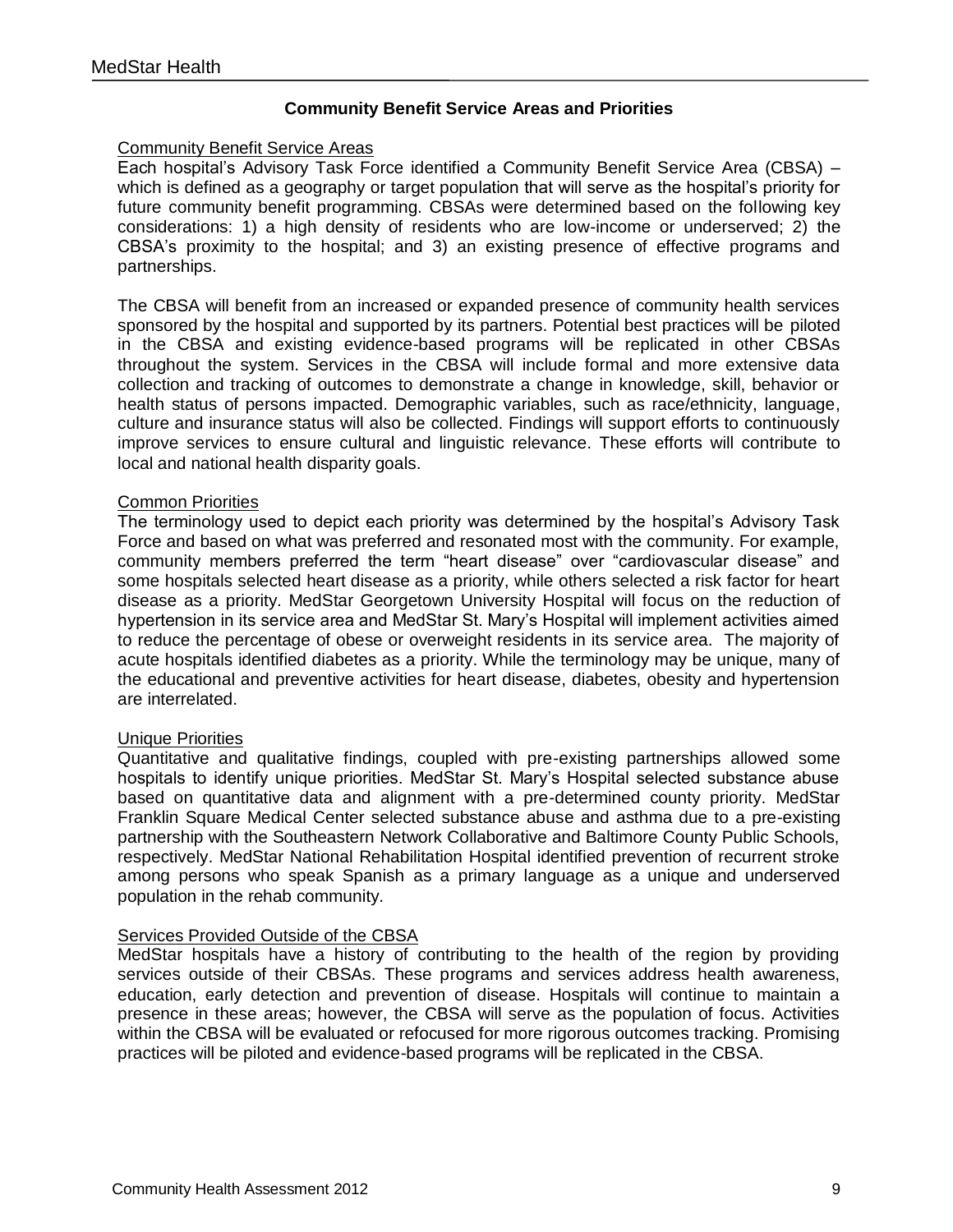## Community Benefit Service Areas and Priorities

### Community Benefit Service Areas

Each hospital's Advisory Task Force identified a Community Benefit Service Area (CBSA) – which is defined as a geography or target population that will serve as the hospital's priority for future community benefit programming. CBSAs were determined based on the following key considerations: 1) a high density of residents who are low-income or underserved; 2) the CBSA's proximity to the hospital; and 3) an existing presence of effective programs and partnerships.

The CBSA will benefit from an increased or expanded presence of community health services sponsored by the hospital and supported by its partners. Potential best practices will be piloted in the CBSA and existing evidence-based programs will be replicated in other CBSAs throughout the system. Services in the CBSA will include formal and more extensive data collection and tracking of outcomes to demonstrate a change in knowledge, skill, behavior or health status of persons impacted. Demographic variables, such as race/ethnicity, language, culture and insurance status will also be collected. Findings will support efforts to continuously improve services to ensure cultural and linguistic relevance. These efforts will contribute to local and national health disparity goals.

### Common Priorities

The terminology used to depict each priority was determined by the hospital's Advisory Task Force and based on what was preferred and resonated most with the community. For example, community members preferred the term "heart disease" over "cardiovascular disease" and some hospitals selected heart disease as a priority, while others selected a risk factor for heart disease as a priority. MedStar Georgetown University Hospital will focus on the reduction of hypertension in its service area and MedStar St. Mary's Hospital will implement activities aimed to reduce the percentage of obese or overweight residents in its service area. The majority of acute hospitals identified diabetes as a priority. While the terminology may be unique, many of the educational and preventive activities for heart disease, diabetes, obesity and hypertension are interrelated.

### Unique Priorities

Quantitative and qualitative findings, coupled with pre-existing partnerships allowed some hospitals to identify unique priorities. MedStar St. Mary's Hospital selected substance abuse based on quantitative data and alignment with a pre-determined county priority. MedStar Franklin Square Medical Center selected substance abuse and asthma due to a pre-existing partnership with the Southeastern Network Collaborative and Baltimore County Public Schools, respectively. MedStar National Rehabilitation Hospital identified prevention of recurrent stroke among persons who speak Spanish as a primary language as a unique and underserved population in the rehab community.

### Services Provided Outside of the CBSA

MedStar hospitals have a history of contributing to the health of the region by providing services outside of their CBSAs. These programs and services address health awareness, education, early detection and prevention of disease. Hospitals will continue to maintain a presence in these areas; however, the CBSA will serve as the population of focus. Activities within the CBSA will be evaluated or refocused for more rigorous outcomes tracking. Promising practices will be piloted and evidence-based programs will be replicated in the CBSA.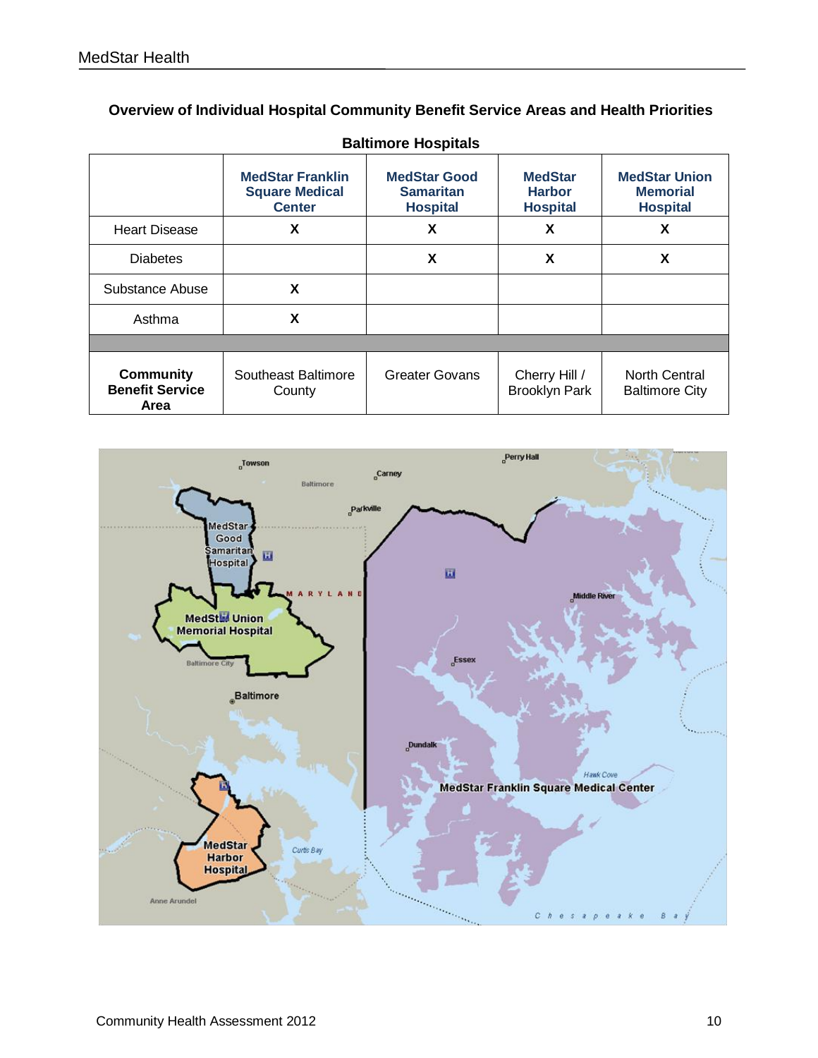## Overview of Individual Hospital Community Benefit Service Areas and Health Priorities

**Baltimore Hospitals**

| | MedStar Franklin Square Medical Center | MedStar Good Samaritan Hospital | MedStar Harbor Hospital | MedStar Union Memorial Hospital |
|---|---|---|---|---|
| Heart Disease | X | X | X | X |
| Diabetes | | X | X | X |
| Substance Abuse | X | | | |
| Asthma | X | | | |
| | | | | |
| **Community Benefit Service Area** | Southeast Baltimore County | Greater Govans | Cherry Hill / Brooklyn Park | North Central Baltimore City |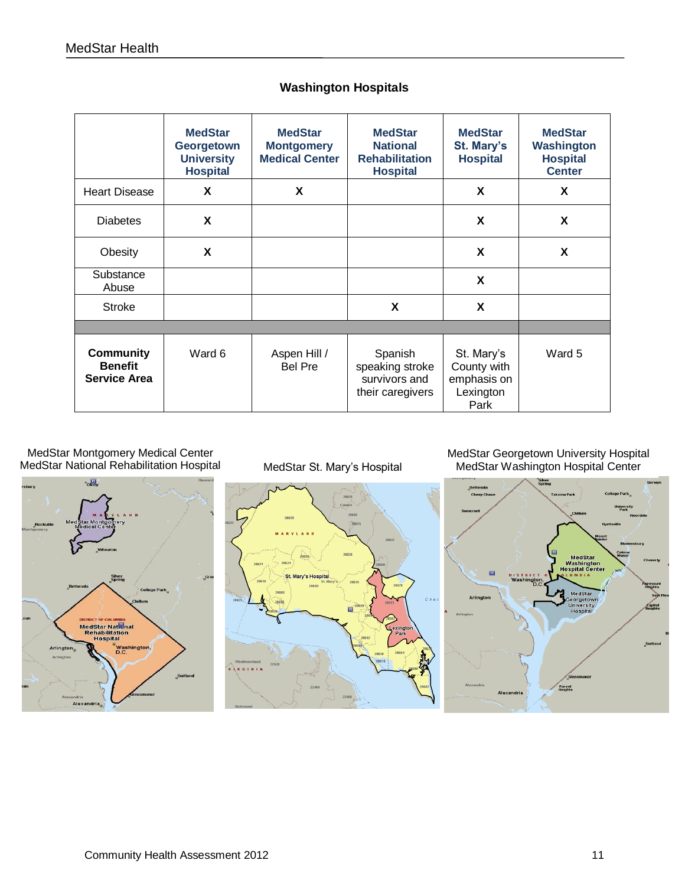## Washington Hospitals

| | MedStar Georgetown University Hospital | MedStar Montgomery Medical Center | MedStar National Rehabilitation Hospital | MedStar St. Mary's Hospital | MedStar Washington Hospital Center |
|---|---|---|---|---|---|
| Heart Disease | X | X | | X | X |
| Diabetes | X | | | X | X |
| Obesity | X | | | X | X |
| Substance Abuse | | | | X | |
| Stroke | | | X | X | |
| | | | | | |
| **Community Benefit Service Area** | Ward 6 | Aspen Hill / Bel Pre | Spanish speaking stroke survivors and their caregivers | St. Mary's County with emphasis on Lexington Park | Ward 5 |

MedStar Montgomery Medical Center
MedStar National Rehabilitation Hospital

MedStar St. Mary's Hospital

MedStar Georgetown University Hospital
MedStar Washington Hospital Center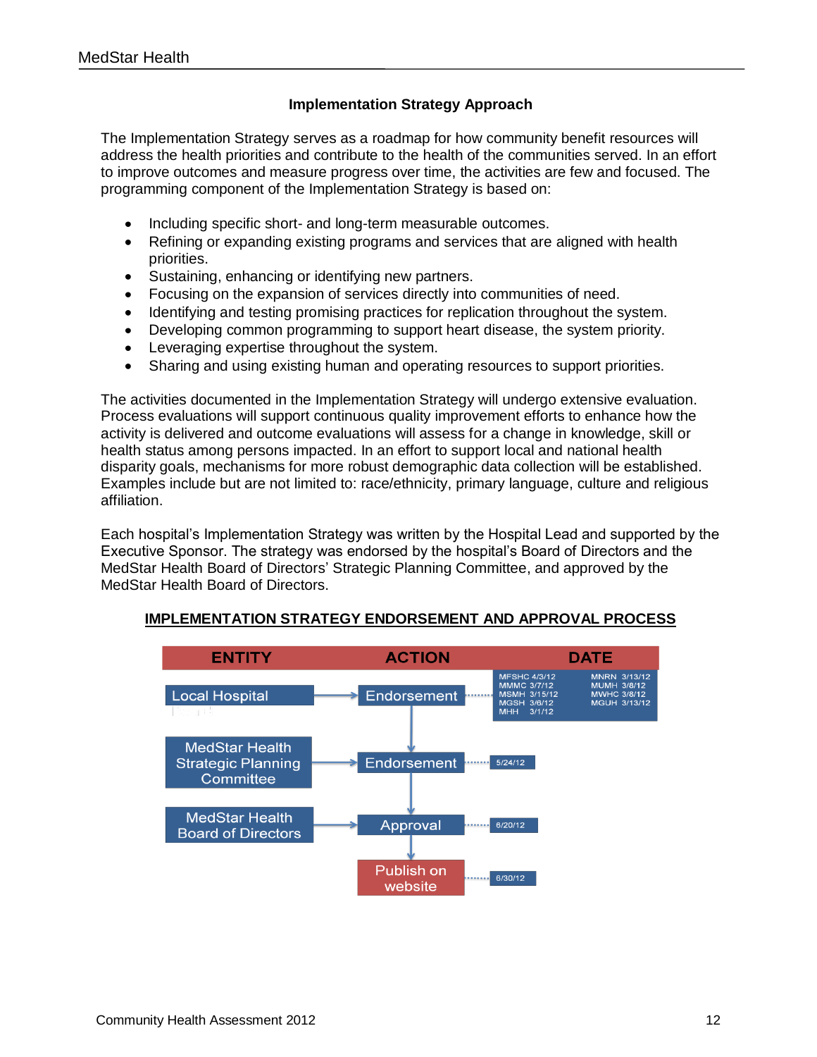### Implementation Strategy Approach

The Implementation Strategy serves as a roadmap for how community benefit resources will address the health priorities and contribute to the health of the communities served. In an effort to improve outcomes and measure progress over time, the activities are few and focused. The programming component of the Implementation Strategy is based on:

- Including specific short- and long-term measurable outcomes.
- Refining or expanding existing programs and services that are aligned with health priorities.
- Sustaining, enhancing or identifying new partners.
- Focusing on the expansion of services directly into communities of need.
- Identifying and testing promising practices for replication throughout the system.
- Developing common programming to support heart disease, the system priority.
- Leveraging expertise throughout the system.
- Sharing and using existing human and operating resources to support priorities.

The activities documented in the Implementation Strategy will undergo extensive evaluation. Process evaluations will support continuous quality improvement efforts to enhance how the activity is delivered and outcome evaluations will assess for a change in knowledge, skill or health status among persons impacted. In an effort to support local and national health disparity goals, mechanisms for more robust demographic data collection will be established. Examples include but are not limited to: race/ethnicity, primary language, culture and religious affiliation.

Each hospital's Implementation Strategy was written by the Hospital Lead and supported by the Executive Sponsor. The strategy was endorsed by the hospital's Board of Directors and the MedStar Health Board of Directors' Strategic Planning Committee, and approved by the MedStar Health Board of Directors.

**IMPLEMENTATION STRATEGY ENDORSEMENT AND APPROVAL PROCESS**

| ENTITY | ACTION | DATE |
|---|---|---|
| Local Hospital Board | Endorsement | MFSHC 4/3/12, MMMC 3/7/12, MSMH 3/15/12, MGSH 3/6/12, MHH 3/1/12, MNRN 3/13/12, MUMH 3/8/12, MWHC 3/8/12, MGUH 3/13/12 |
| MedStar Health Strategic Planning Committee | Endorsement | 5/24/12 |
| MedStar Health Board of Directors | Approval | 6/20/12 |
| | Publish on website | 6/30/12 |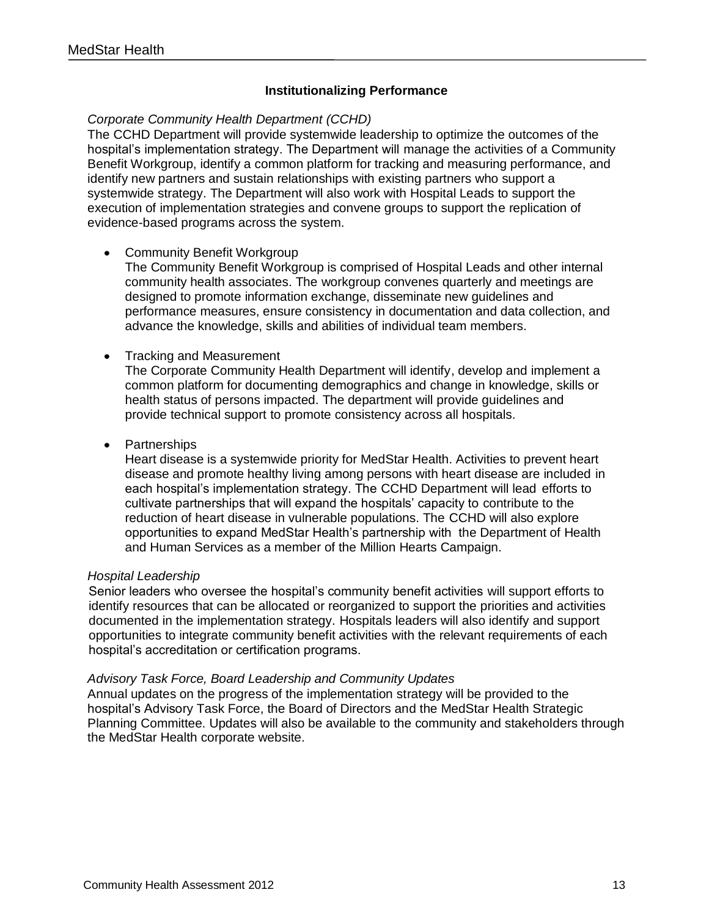## Institutionalizing Performance

*Corporate Community Health Department (CCHD)*

The CCHD Department will provide systemwide leadership to optimize the outcomes of the hospital's implementation strategy. The Department will manage the activities of a Community Benefit Workgroup, identify a common platform for tracking and measuring performance, and identify new partners and sustain relationships with existing partners who support a systemwide strategy. The Department will also work with Hospital Leads to support the execution of implementation strategies and convene groups to support the replication of evidence-based programs across the system.

- Community Benefit Workgroup
  The Community Benefit Workgroup is comprised of Hospital Leads and other internal community health associates. The workgroup convenes quarterly and meetings are designed to promote information exchange, disseminate new guidelines and performance measures, ensure consistency in documentation and data collection, and advance the knowledge, skills and abilities of individual team members.

- Tracking and Measurement
  The Corporate Community Health Department will identify, develop and implement a common platform for documenting demographics and change in knowledge, skills or health status of persons impacted. The department will provide guidelines and provide technical support to promote consistency across all hospitals.

- Partnerships
  Heart disease is a systemwide priority for MedStar Health. Activities to prevent heart disease and promote healthy living among persons with heart disease are included in each hospital's implementation strategy. The CCHD Department will lead efforts to cultivate partnerships that will expand the hospitals' capacity to contribute to the reduction of heart disease in vulnerable populations. The CCHD will also explore opportunities to expand MedStar Health's partnership with the Department of Health and Human Services as a member of the Million Hearts Campaign.

*Hospital Leadership*

Senior leaders who oversee the hospital's community benefit activities will support efforts to identify resources that can be allocated or reorganized to support the priorities and activities documented in the implementation strategy. Hospitals leaders will also identify and support opportunities to integrate community benefit activities with the relevant requirements of each hospital's accreditation or certification programs.

*Advisory Task Force, Board Leadership and Community Updates*

Annual updates on the progress of the implementation strategy will be provided to the hospital's Advisory Task Force, the Board of Directors and the MedStar Health Strategic Planning Committee. Updates will also be available to the community and stakeholders through the MedStar Health corporate website.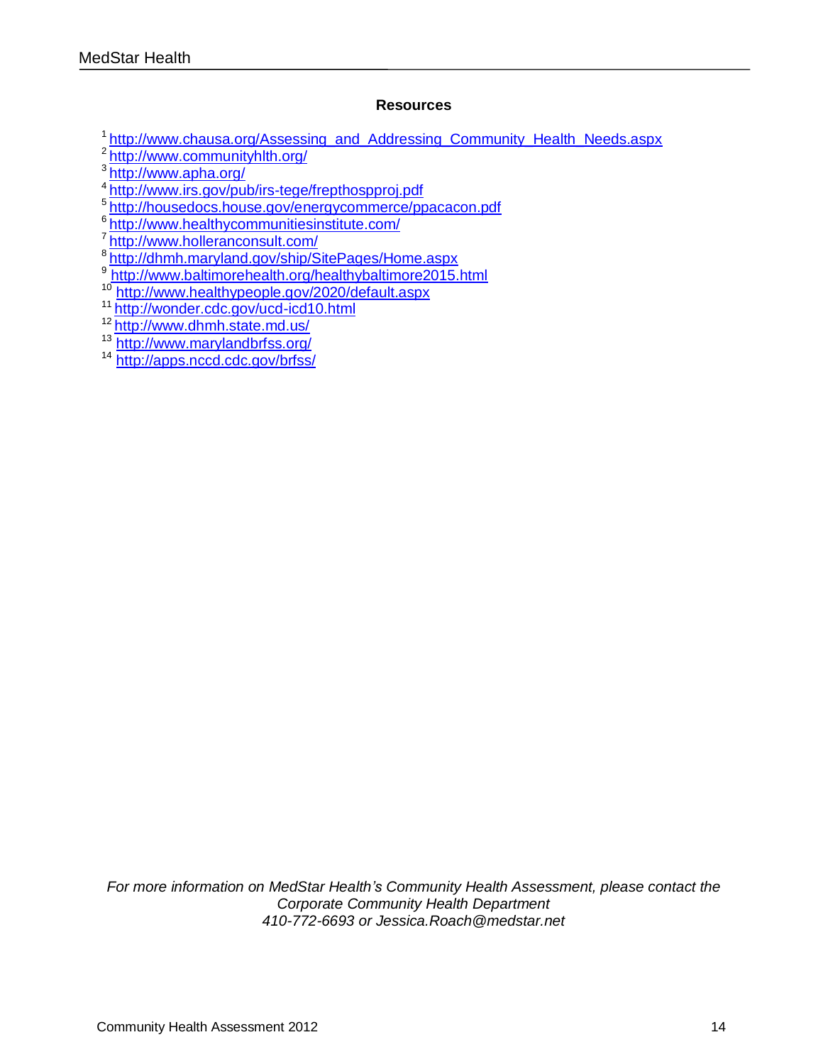## Resources

[1] http://www.chausa.org/Assessing_and_Addressing_Community_Health_Needs.aspx
[2] http://www.communityhlth.org/
[3] http://www.apha.org/
[4] http://www.irs.gov/pub/irs-tege/frepthospproj.pdf
[5] http://housedocs.house.gov/energycommerce/ppacacon.pdf
[6] http://www.healthycommunitiesinstitute.com/
[7] http://www.holleranconsult.com/
[8] http://dhmh.maryland.gov/ship/SitePages/Home.aspx
[9] http://www.baltimorehealth.org/healthybaltimore2015.html
[10] http://www.healthypeople.gov/2020/default.aspx
[11] http://wonder.cdc.gov/ucd-icd10.html
[12] http://www.dhmh.state.md.us/
[13] http://www.marylandbrfss.org/
[14] http://apps.nccd.cdc.gov/brfss/

*For more information on MedStar Health's Community Health Assessment, please contact the Corporate Community Health Department 410-772-6693 or Jessica.Roach@medstar.net*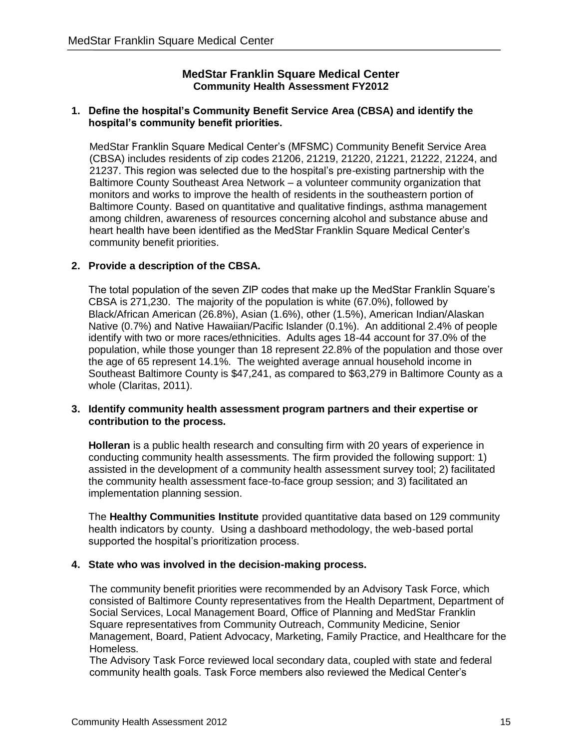## MedStar Franklin Square Medical Center
### Community Health Assessment FY2012

1. **Define the hospital's Community Benefit Service Area (CBSA) and identify the hospital's community benefit priorities.**

   MedStar Franklin Square Medical Center's (MFSMC) Community Benefit Service Area (CBSA) includes residents of zip codes 21206, 21219, 21220, 21221, 21222, 21224, and 21237. This region was selected due to the hospital's pre-existing partnership with the Baltimore County Southeast Area Network – a volunteer community organization that monitors and works to improve the health of residents in the southeastern portion of Baltimore County. Based on quantitative and qualitative findings, asthma management among children, awareness of resources concerning alcohol and substance abuse and heart health have been identified as the MedStar Franklin Square Medical Center's community benefit priorities.

2. **Provide a description of the CBSA.**

   The total population of the seven ZIP codes that make up the MedStar Franklin Square's CBSA is 271,230. The majority of the population is white (67.0%), followed by Black/African American (26.8%), Asian (1.6%), other (1.5%), American Indian/Alaskan Native (0.7%) and Native Hawaiian/Pacific Islander (0.1%). An additional 2.4% of people identify with two or more races/ethnicities. Adults ages 18-44 account for 37.0% of the population, while those younger than 18 represent 22.8% of the population and those over the age of 65 represent 14.1%. The weighted average annual household income in Southeast Baltimore County is $47,241, as compared to $63,279 in Baltimore County as a whole (Claritas, 2011).

3. **Identify community health assessment program partners and their expertise or contribution to the process.**

   **Holleran** is a public health research and consulting firm with 20 years of experience in conducting community health assessments. The firm provided the following support: 1) assisted in the development of a community health assessment survey tool; 2) facilitated the community health assessment face-to-face group session; and 3) facilitated an implementation planning session.

   The **Healthy Communities Institute** provided quantitative data based on 129 community health indicators by county. Using a dashboard methodology, the web-based portal supported the hospital's prioritization process.

4. **State who was involved in the decision-making process.**

   The community benefit priorities were recommended by an Advisory Task Force, which consisted of Baltimore County representatives from the Health Department, Department of Social Services, Local Management Board, Office of Planning and MedStar Franklin Square representatives from Community Outreach, Community Medicine, Senior Management, Board, Patient Advocacy, Marketing, Family Practice, and Healthcare for the Homeless.
   The Advisory Task Force reviewed local secondary data, coupled with state and federal community health goals. Task Force members also reviewed the Medical Center's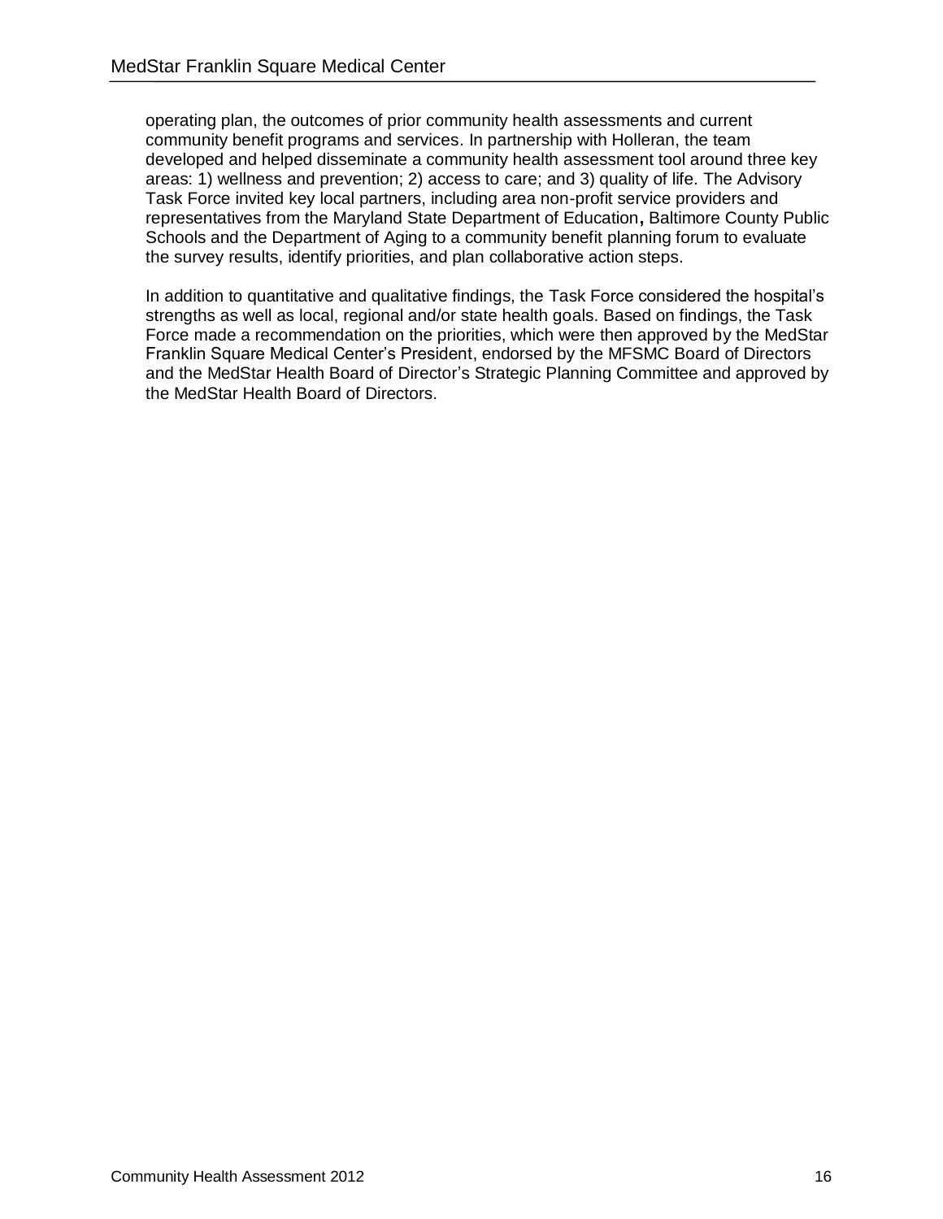operating plan, the outcomes of prior community health assessments and current community benefit programs and services. In partnership with Holleran, the team developed and helped disseminate a community health assessment tool around three key areas: 1) wellness and prevention; 2) access to care; and 3) quality of life. The Advisory Task Force invited key local partners, including area non-profit service providers and representatives from the Maryland State Department of Education, Baltimore County Public Schools and the Department of Aging to a community benefit planning forum to evaluate the survey results, identify priorities, and plan collaborative action steps.

In addition to quantitative and qualitative findings, the Task Force considered the hospital's strengths as well as local, regional and/or state health goals. Based on findings, the Task Force made a recommendation on the priorities, which were then approved by the MedStar Franklin Square Medical Center's President, endorsed by the MFSMC Board of Directors and the MedStar Health Board of Director's Strategic Planning Committee and approved by the MedStar Health Board of Directors.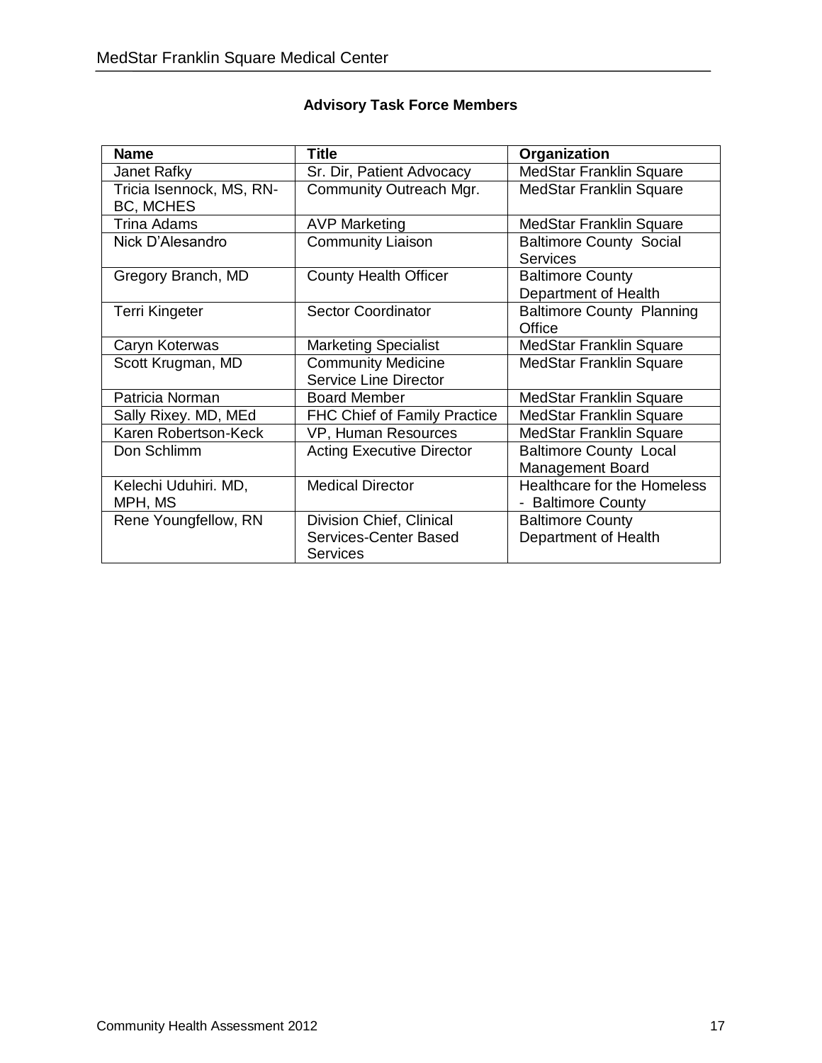**Advisory Task Force Members**

| Name | Title | Organization |
|---|---|---|
| Janet Rafky | Sr. Dir, Patient Advocacy | MedStar Franklin Square |
| Tricia Isennock, MS, RN-BC, MCHES | Community Outreach Mgr. | MedStar Franklin Square |
| Trina Adams | AVP Marketing | MedStar Franklin Square |
| Nick D'Alesandro | Community Liaison | Baltimore County Social Services |
| Gregory Branch, MD | County Health Officer | Baltimore County Department of Health |
| Terri Kingeter | Sector Coordinator | Baltimore County Planning Office |
| Caryn Koterwas | Marketing Specialist | MedStar Franklin Square |
| Scott Krugman, MD | Community Medicine Service Line Director | MedStar Franklin Square |
| Patricia Norman | Board Member | MedStar Franklin Square |
| Sally Rixey. MD, MEd | FHC Chief of Family Practice | MedStar Franklin Square |
| Karen Robertson-Keck | VP, Human Resources | MedStar Franklin Square |
| Don Schlimm | Acting Executive Director | Baltimore County Local Management Board |
| Kelechi Uduhiri. MD, MPH, MS | Medical Director | Healthcare for the Homeless - Baltimore County |
| Rene Youngfellow, RN | Division Chief, Clinical Services-Center Based Services | Baltimore County Department of Health |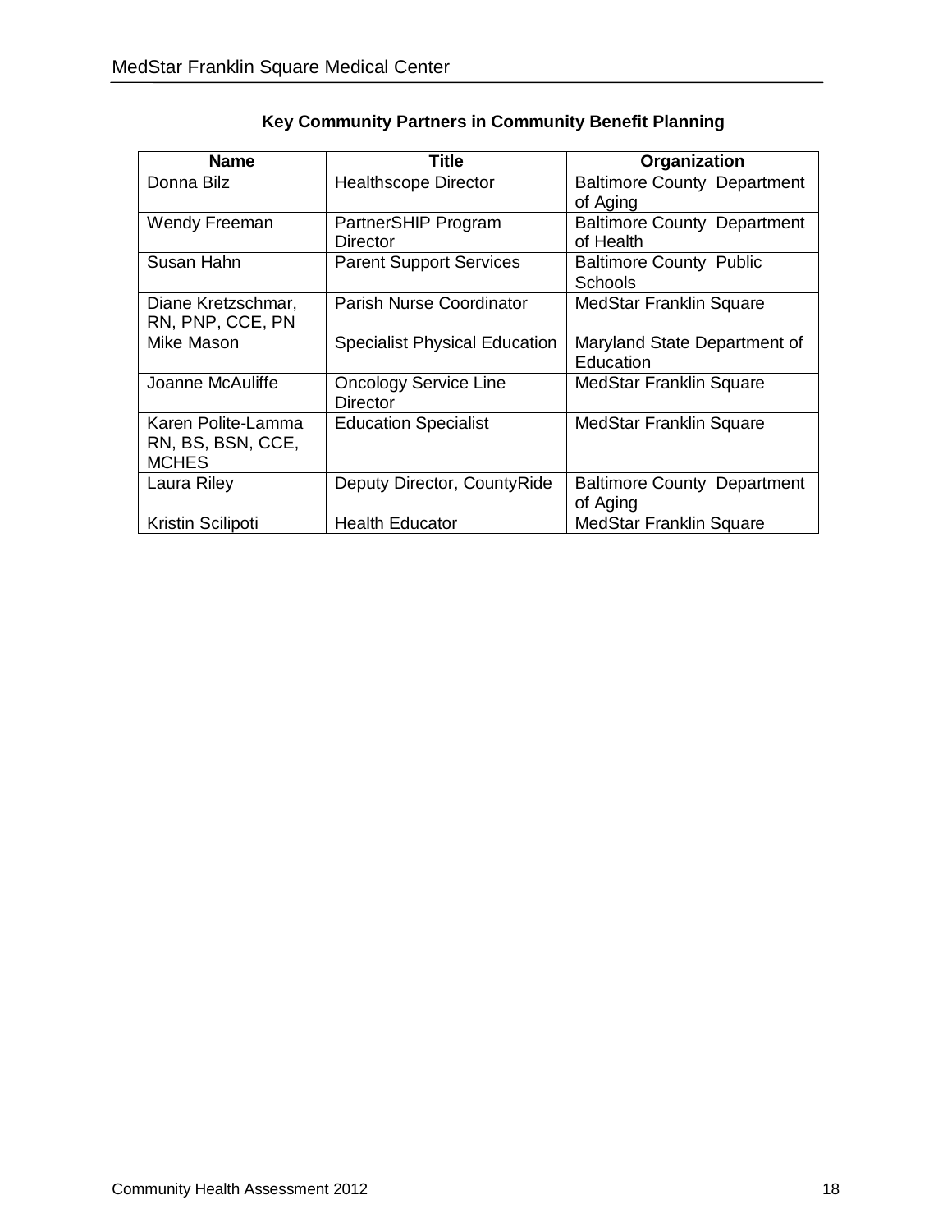**Key Community Partners in Community Benefit Planning**

| Name | Title | Organization |
|---|---|---|
| Donna Bilz | Healthscope Director | Baltimore County Department of Aging |
| Wendy Freeman | PartnerSHIP Program Director | Baltimore County Department of Health |
| Susan Hahn | Parent Support Services | Baltimore County Public Schools |
| Diane Kretzschmar, RN, PNP, CCE, PN | Parish Nurse Coordinator | MedStar Franklin Square |
| Mike Mason | Specialist Physical Education | Maryland State Department of Education |
| Joanne McAuliffe | Oncology Service Line Director | MedStar Franklin Square |
| Karen Polite-Lamma RN, BS, BSN, CCE, MCHES | Education Specialist | MedStar Franklin Square |
| Laura Riley | Deputy Director, CountyRide | Baltimore County Department of Aging |
| Kristin Scilipoti | Health Educator | MedStar Franklin Square |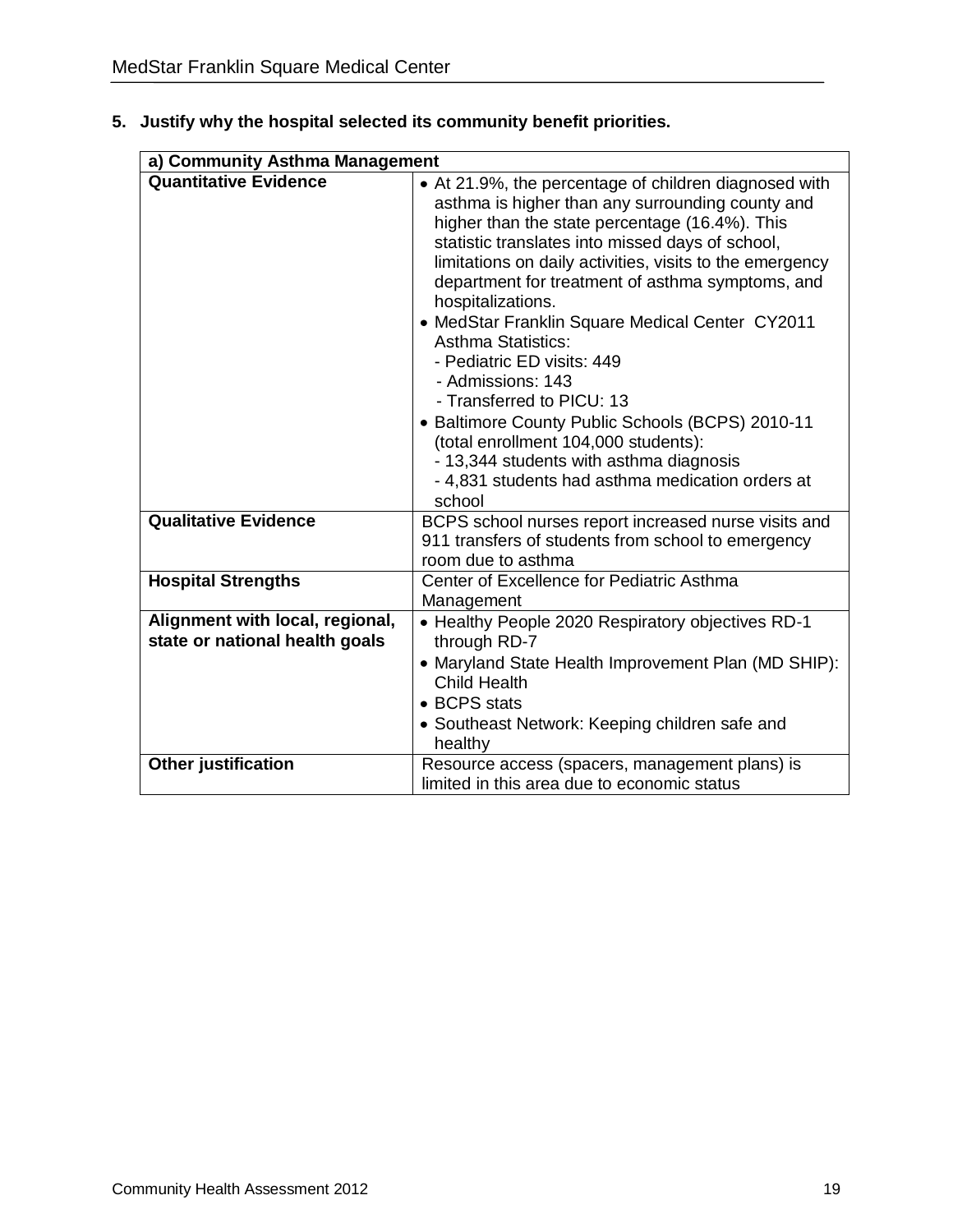**5. Justify why the hospital selected its community benefit priorities.**

| a) Community Asthma Management | |
|---|---|
| **Quantitative Evidence** | • At 21.9%, the percentage of children diagnosed with asthma is higher than any surrounding county and higher than the state percentage (16.4%). This statistic translates into missed days of school, limitations on daily activities, visits to the emergency department for treatment of asthma symptoms, and hospitalizations.<br>• MedStar Franklin Square Medical Center CY2011 Asthma Statistics:<br>- Pediatric ED visits: 449<br>- Admissions: 143<br>- Transferred to PICU: 13<br>• Baltimore County Public Schools (BCPS) 2010-11 (total enrollment 104,000 students):<br>- 13,344 students with asthma diagnosis<br>- 4,831 students had asthma medication orders at school |
| **Qualitative Evidence** | BCPS school nurses report increased nurse visits and 911 transfers of students from school to emergency room due to asthma |
| **Hospital Strengths** | Center of Excellence for Pediatric Asthma Management |
| **Alignment with local, regional, state or national health goals** | • Healthy People 2020 Respiratory objectives RD-1 through RD-7<br>• Maryland State Health Improvement Plan (MD SHIP): Child Health<br>• BCPS stats<br>• Southeast Network: Keeping children safe and healthy |
| **Other justification** | Resource access (spacers, management plans) is limited in this area due to economic status |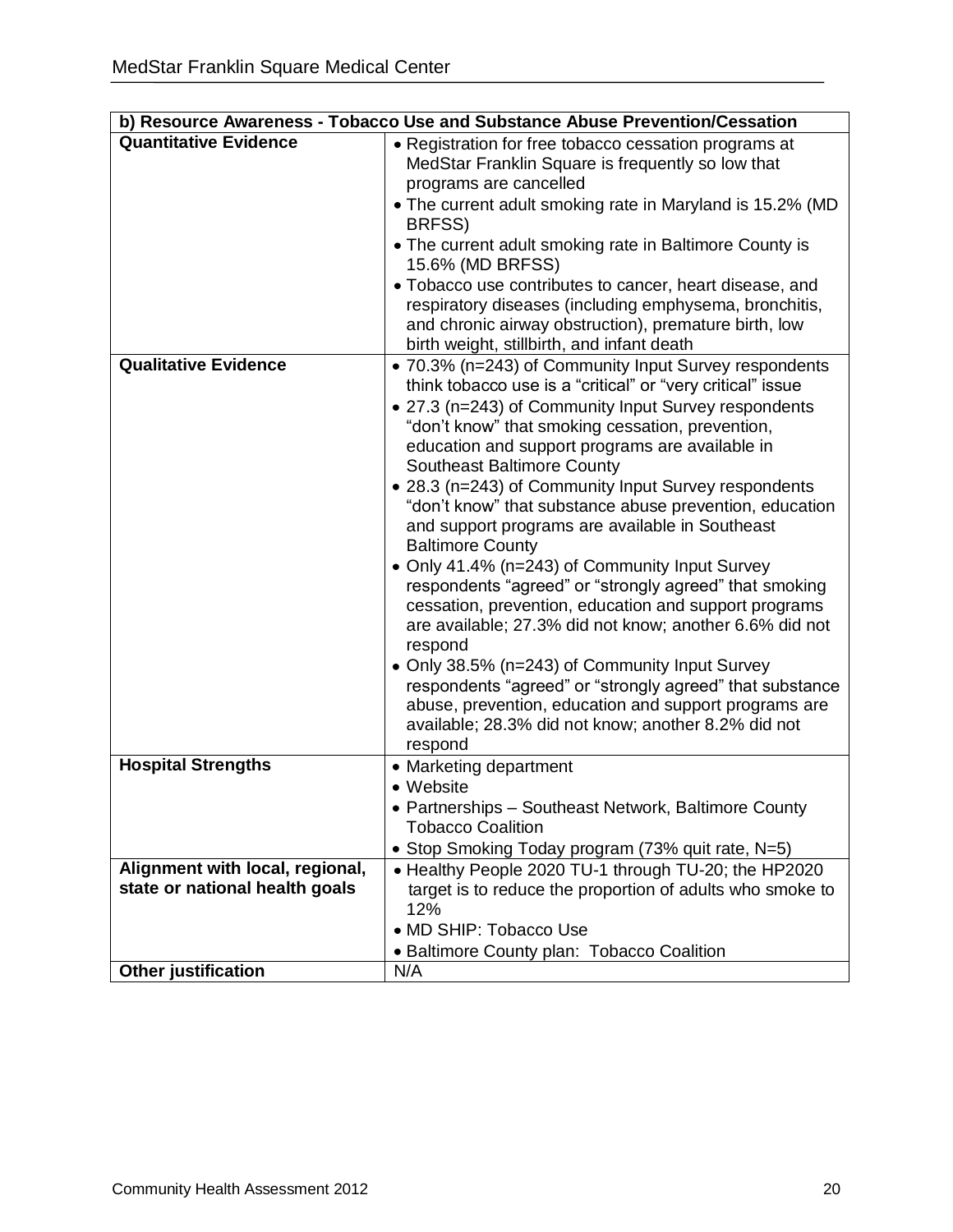| b) Resource Awareness - Tobacco Use and Substance Abuse Prevention/Cessation | |
|---|---|
| **Quantitative Evidence** | • Registration for free tobacco cessation programs at MedStar Franklin Square is frequently so low that programs are cancelled<br>• The current adult smoking rate in Maryland is 15.2% (MD BRFSS)<br>• The current adult smoking rate in Baltimore County is 15.6% (MD BRFSS)<br>• Tobacco use contributes to cancer, heart disease, and respiratory diseases (including emphysema, bronchitis, and chronic airway obstruction), premature birth, low birth weight, stillbirth, and infant death |
| **Qualitative Evidence** | • 70.3% (n=243) of Community Input Survey respondents think tobacco use is a "critical" or "very critical" issue<br>• 27.3 (n=243) of Community Input Survey respondents "don't know" that smoking cessation, prevention, education and support programs are available in Southeast Baltimore County<br>• 28.3 (n=243) of Community Input Survey respondents "don't know" that substance abuse prevention, education and support programs are available in Southeast Baltimore County<br>• Only 41.4% (n=243) of Community Input Survey respondents "agreed" or "strongly agreed" that smoking cessation, prevention, education and support programs are available; 27.3% did not know; another 6.6% did not respond<br>• Only 38.5% (n=243) of Community Input Survey respondents "agreed" or "strongly agreed" that substance abuse, prevention, education and support programs are available; 28.3% did not know; another 8.2% did not respond |
| **Hospital Strengths** | • Marketing department<br>• Website<br>• Partnerships – Southeast Network, Baltimore County Tobacco Coalition<br>• Stop Smoking Today program (73% quit rate, N=5) |
| **Alignment with local, regional, state or national health goals** | • Healthy People 2020 TU-1 through TU-20; the HP2020 target is to reduce the proportion of adults who smoke to 12%<br>• MD SHIP: Tobacco Use<br>• Baltimore County plan: Tobacco Coalition |
| **Other justification** | N/A |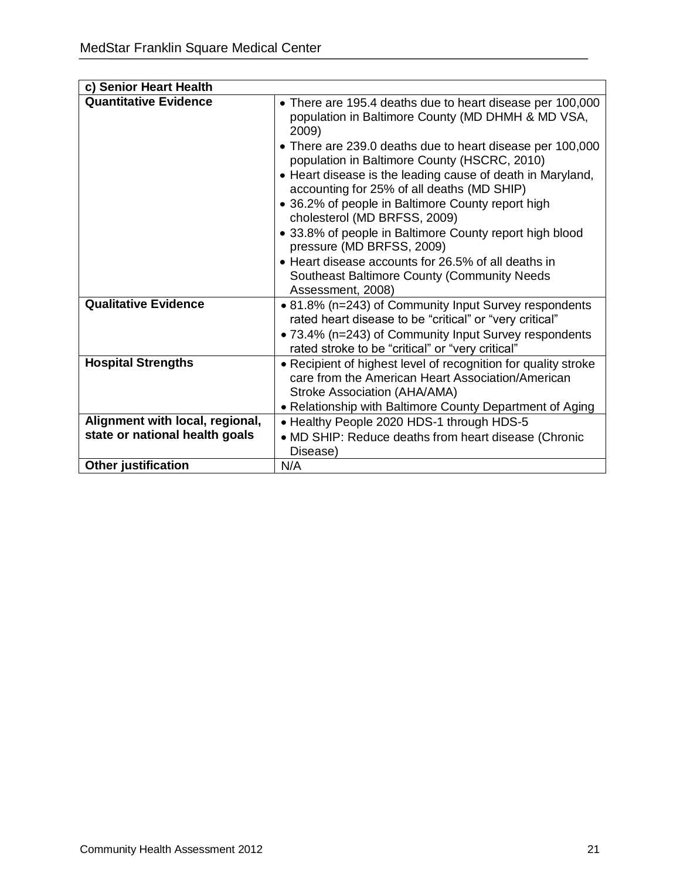| c) Senior Heart Health | |
| --- | --- |
| **Quantitative Evidence** | • There are 195.4 deaths due to heart disease per 100,000 population in Baltimore County (MD DHMH & MD VSA, 2009)<br>• There are 239.0 deaths due to heart disease per 100,000 population in Baltimore County (HSCRC, 2010)<br>• Heart disease is the leading cause of death in Maryland, accounting for 25% of all deaths (MD SHIP)<br>• 36.2% of people in Baltimore County report high cholesterol (MD BRFSS, 2009)<br>• 33.8% of people in Baltimore County report high blood pressure (MD BRFSS, 2009)<br>• Heart disease accounts for 26.5% of all deaths in Southeast Baltimore County (Community Needs Assessment, 2008) |
| **Qualitative Evidence** | • 81.8% (n=243) of Community Input Survey respondents rated heart disease to be "critical" or "very critical"<br>• 73.4% (n=243) of Community Input Survey respondents rated stroke to be "critical" or "very critical" |
| **Hospital Strengths** | • Recipient of highest level of recognition for quality stroke care from the American Heart Association/American Stroke Association (AHA/AMA)<br>• Relationship with Baltimore County Department of Aging |
| **Alignment with local, regional, state or national health goals** | • Healthy People 2020 HDS-1 through HDS-5<br>• MD SHIP: Reduce deaths from heart disease (Chronic Disease) |
| **Other justification** | N/A |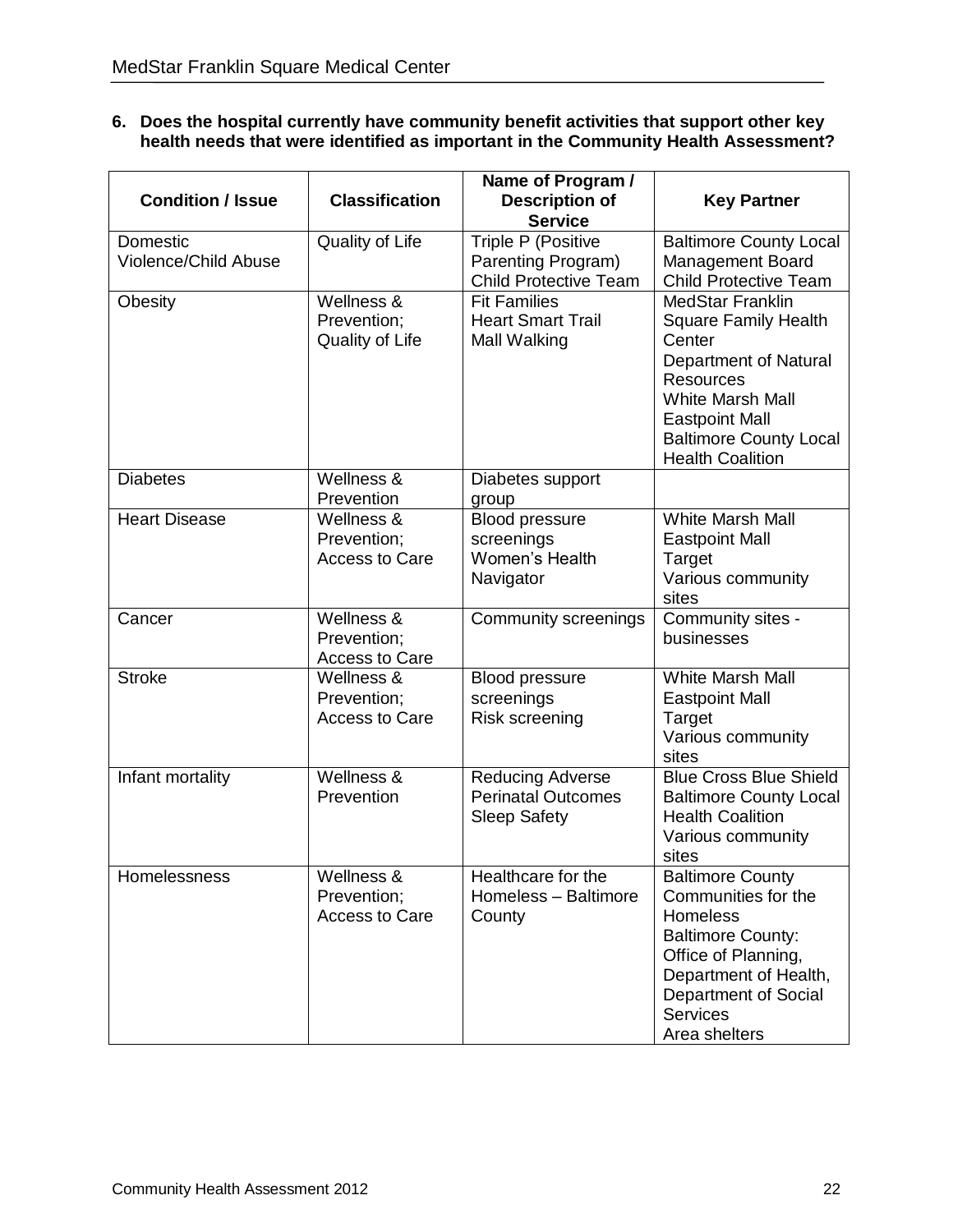**6. Does the hospital currently have community benefit activities that support other key health needs that were identified as important in the Community Health Assessment?**

| Condition / Issue | Classification | Name of Program / Description of Service | Key Partner |
|---|---|---|---|
| Domestic Violence/Child Abuse | Quality of Life | Triple P (Positive Parenting Program)<br>Child Protective Team | Baltimore County Local Management Board<br>Child Protective Team |
| Obesity | Wellness & Prevention; Quality of Life | Fit Families<br>Heart Smart Trail<br>Mall Walking | MedStar Franklin Square Family Health Center<br>Department of Natural Resources<br>White Marsh Mall<br>Eastpoint Mall<br>Baltimore County Local Health Coalition |
| Diabetes | Wellness & Prevention | Diabetes support group | |
| Heart Disease | Wellness & Prevention; Access to Care | Blood pressure screenings<br>Women's Health Navigator | White Marsh Mall<br>Eastpoint Mall<br>Target<br>Various community sites |
| Cancer | Wellness & Prevention; Access to Care | Community screenings | Community sites - businesses |
| Stroke | Wellness & Prevention; Access to Care | Blood pressure screenings<br>Risk screening | White Marsh Mall<br>Eastpoint Mall<br>Target<br>Various community sites |
| Infant mortality | Wellness & Prevention | Reducing Adverse Perinatal Outcomes<br>Sleep Safety | Blue Cross Blue Shield<br>Baltimore County Local Health Coalition<br>Various community sites |
| Homelessness | Wellness & Prevention; Access to Care | Healthcare for the Homeless – Baltimore County | Baltimore County Communities for the Homeless<br>Baltimore County: Office of Planning, Department of Health, Department of Social Services<br>Area shelters |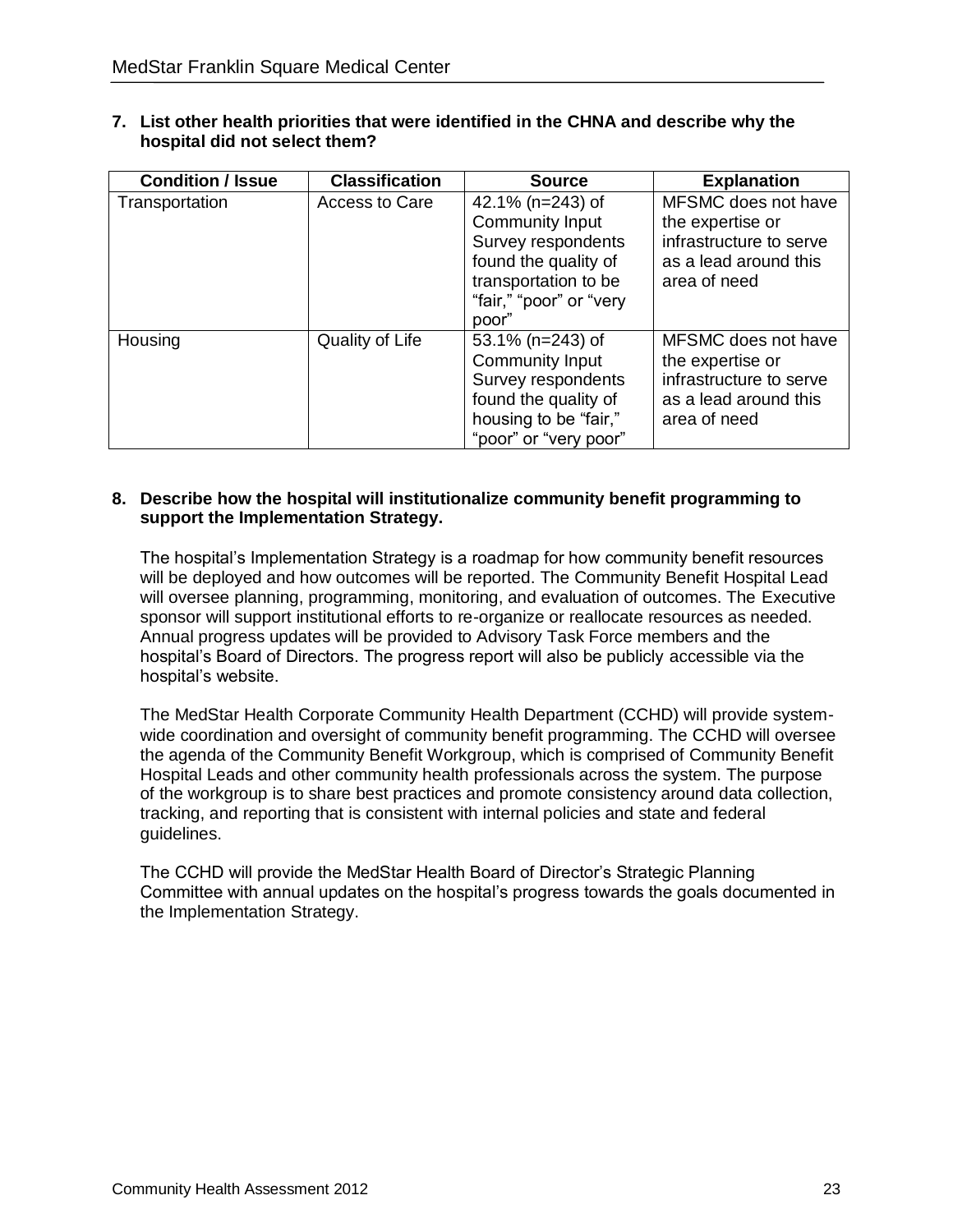**7. List other health priorities that were identified in the CHNA and describe why the hospital did not select them?**

| Condition / Issue | Classification | Source | Explanation |
|---|---|---|---|
| Transportation | Access to Care | 42.1% (n=243) of Community Input Survey respondents found the quality of transportation to be "fair," "poor" or "very poor" | MFSMC does not have the expertise or infrastructure to serve as a lead around this area of need |
| Housing | Quality of Life | 53.1% (n=243) of Community Input Survey respondents found the quality of housing to be "fair," "poor" or "very poor" | MFSMC does not have the expertise or infrastructure to serve as a lead around this area of need |

**8. Describe how the hospital will institutionalize community benefit programming to support the Implementation Strategy.**

The hospital's Implementation Strategy is a roadmap for how community benefit resources will be deployed and how outcomes will be reported. The Community Benefit Hospital Lead will oversee planning, programming, monitoring, and evaluation of outcomes. The Executive sponsor will support institutional efforts to re-organize or reallocate resources as needed. Annual progress updates will be provided to Advisory Task Force members and the hospital's Board of Directors. The progress report will also be publicly accessible via the hospital's website.

The MedStar Health Corporate Community Health Department (CCHD) will provide system-wide coordination and oversight of community benefit programming. The CCHD will oversee the agenda of the Community Benefit Workgroup, which is comprised of Community Benefit Hospital Leads and other community health professionals across the system. The purpose of the workgroup is to share best practices and promote consistency around data collection, tracking, and reporting that is consistent with internal policies and state and federal guidelines.

The CCHD will provide the MedStar Health Board of Director's Strategic Planning Committee with annual updates on the hospital's progress towards the goals documented in the Implementation Strategy.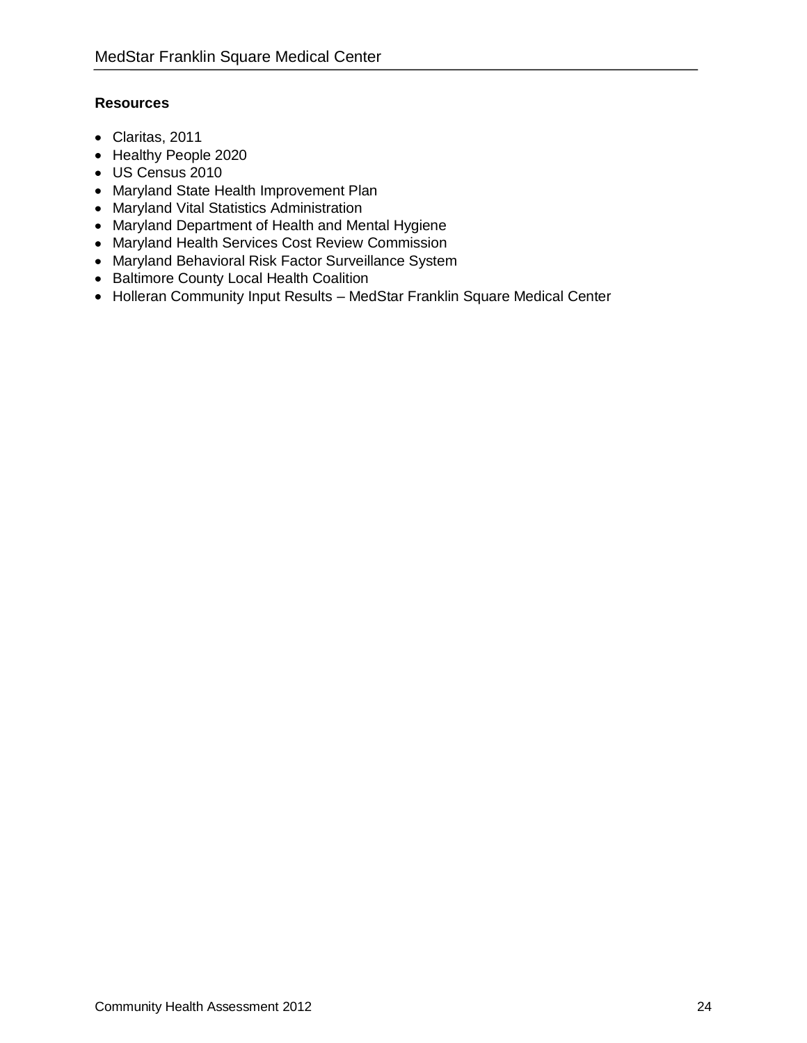**Resources**

- Claritas, 2011
- Healthy People 2020
- US Census 2010
- Maryland State Health Improvement Plan
- Maryland Vital Statistics Administration
- Maryland Department of Health and Mental Hygiene
- Maryland Health Services Cost Review Commission
- Maryland Behavioral Risk Factor Surveillance System
- Baltimore County Local Health Coalition
- Holleran Community Input Results – MedStar Franklin Square Medical Center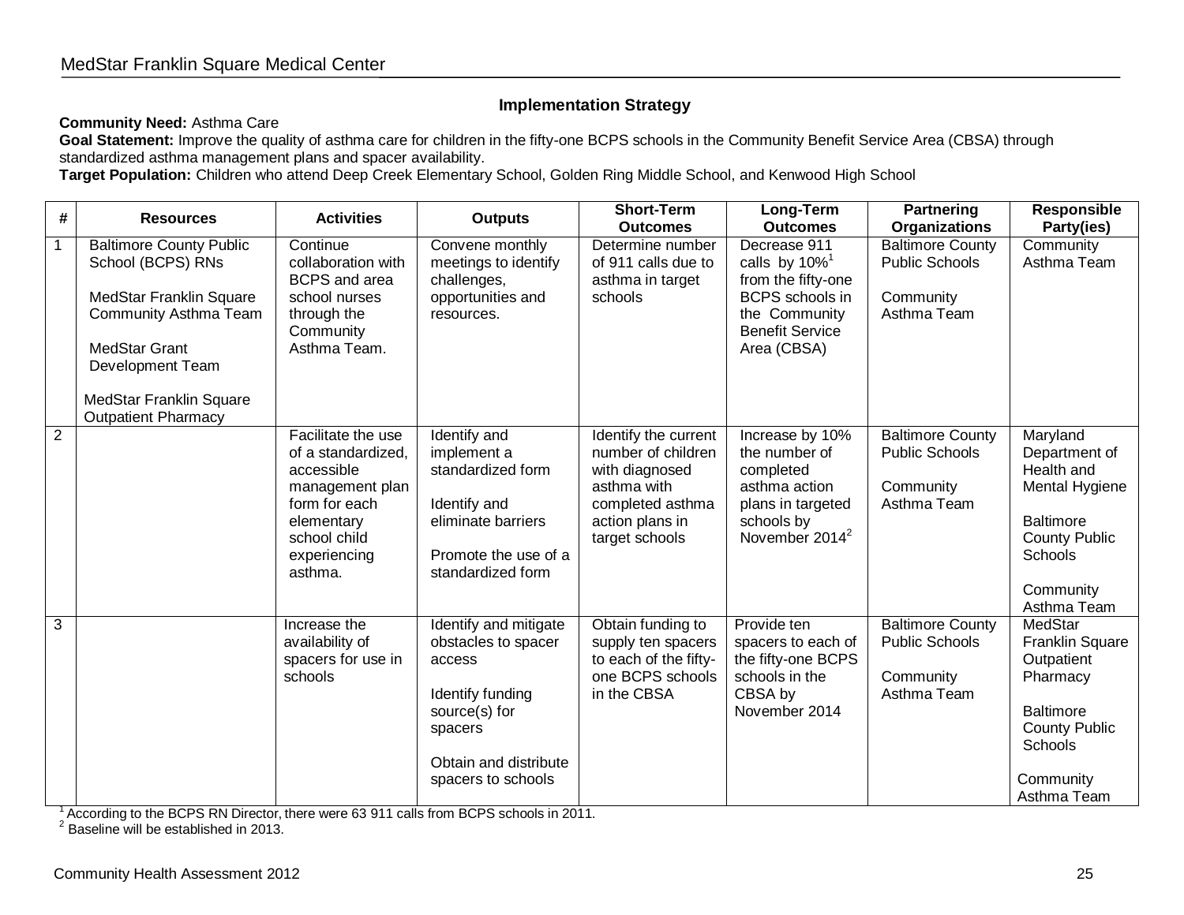## Implementation Strategy

**Community Need:** Asthma Care

**Goal Statement:** Improve the quality of asthma care for children in the fifty-one BCPS schools in the Community Benefit Service Area (CBSA) through standardized asthma management plans and spacer availability.

**Target Population:** Children who attend Deep Creek Elementary School, Golden Ring Middle School, and Kenwood High School

| # | Resources | Activities | Outputs | Short-Term Outcomes | Long-Term Outcomes | Partnering Organizations | Responsible Party(ies) |
|---|---|---|---|---|---|---|---|
| 1 | Baltimore County Public School (BCPS) RNs<br><br>MedStar Franklin Square Community Asthma Team<br><br>MedStar Grant Development Team<br><br>MedStar Franklin Square Outpatient Pharmacy | Continue collaboration with BCPS and area school nurses through the Community Asthma Team. | Convene monthly meetings to identify challenges, opportunities and resources. | Determine number of 911 calls due to asthma in target schools | Decrease 911 calls by 10%[1] from the fifty-one BCPS schools in the Community Benefit Service Area (CBSA) | Baltimore County Public Schools<br><br>Community Asthma Team | Community Asthma Team |
| 2 | | Facilitate the use of a standardized, accessible management plan form for each elementary school child experiencing asthma. | Identify and implement a standardized form<br><br>Identify and eliminate barriers<br><br>Promote the use of a standardized form | Identify the current number of children with diagnosed asthma with completed asthma action plans in target schools | Increase by 10% the number of completed asthma action plans in targeted schools by November 2014[2] | Baltimore County Public Schools<br><br>Community Asthma Team | Maryland Department of Health and Mental Hygiene<br><br>Baltimore County Public Schools<br><br>Community Asthma Team |
| 3 | | Increase the availability of spacers for use in schools | Identify and mitigate obstacles to spacer access<br><br>Identify funding source(s) for spacers<br><br>Obtain and distribute spacers to schools | Obtain funding to supply ten spacers to each of the fifty-one BCPS schools in the CBSA | Provide ten spacers to each of the fifty-one BCPS schools in the CBSA by November 2014 | Baltimore County Public Schools<br><br>Community Asthma Team | MedStar Franklin Square Outpatient Pharmacy<br><br>Baltimore County Public Schools<br><br>Community Asthma Team |

[1] According to the BCPS RN Director, there were 63 911 calls from BCPS schools in 2011.

[2] Baseline will be established in 2013.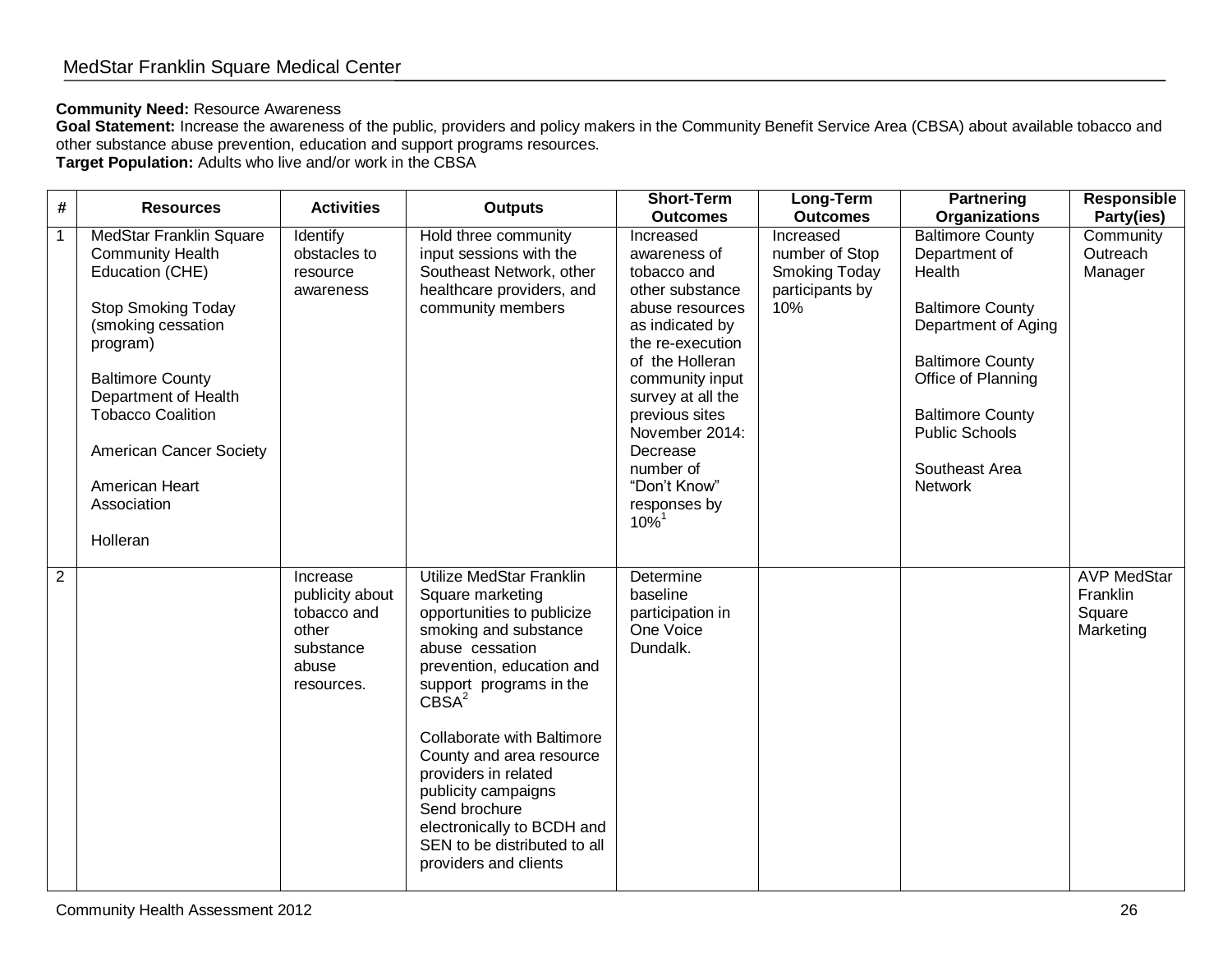**Community Need:** Resource Awareness

**Goal Statement:** Increase the awareness of the public, providers and policy makers in the Community Benefit Service Area (CBSA) about available tobacco and other substance abuse prevention, education and support programs resources.

**Target Population:** Adults who live and/or work in the CBSA

| # | Resources | Activities | Outputs | Short-Term Outcomes | Long-Term Outcomes | Partnering Organizations | Responsible Party(ies) |
|---|---|---|---|---|---|---|---|
| 1 | MedStar Franklin Square Community Health Education (CHE)<br><br>Stop Smoking Today (smoking cessation program)<br><br>Baltimore County Department of Health Tobacco Coalition<br><br>American Cancer Society<br><br>American Heart Association<br><br>Holleran | Identify obstacles to resource awareness | Hold three community input sessions with the Southeast Network, other healthcare providers, and community members | Increased awareness of tobacco and other substance abuse resources as indicated by the re-execution of the Holleran community input survey at all the previous sites November 2014: Decrease number of "Don't Know" responses by 10%[1] | Increased number of Stop Smoking Today participants by 10% | Baltimore County Department of Health<br><br>Baltimore County Department of Aging<br><br>Baltimore County Office of Planning<br><br>Baltimore County Public Schools<br><br>Southeast Area Network | Community Outreach Manager |
| 2 | | Increase publicity about tobacco and other substance abuse resources. | Utilize MedStar Franklin Square marketing opportunities to publicize smoking and substance abuse cessation prevention, education and support programs in the CBSA[2]<br><br>Collaborate with Baltimore County and area resource providers in related publicity campaigns<br>Send brochure electronically to BCDH and SEN to be distributed to all providers and clients | Determine baseline participation in One Voice Dundalk. | | | AVP MedStar Franklin Square Marketing |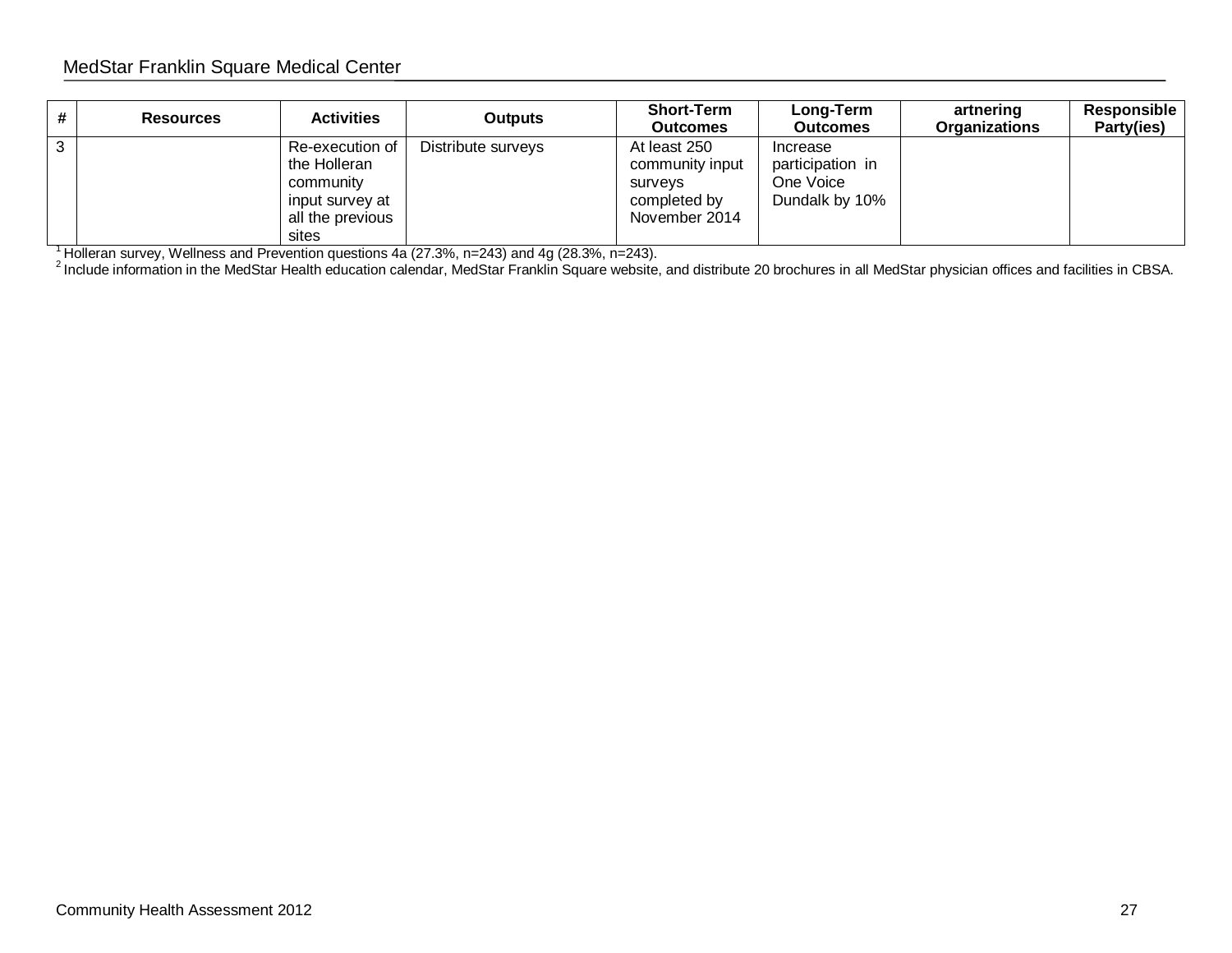| # | Resources | Activities | Outputs | Short-Term Outcomes | Long-Term Outcomes | artnering Organizations | Responsible Party(ies) |
|---|---|---|---|---|---|---|---|
| 3 | | Re-execution of the Holleran community input survey at all the previous sites | Distribute surveys | At least 250 community input surveys completed by November 2014 | Increase participation in One Voice Dundalk by 10% | | |

[1] Holleran survey, Wellness and Prevention questions 4a (27.3%, n=243) and 4g (28.3%, n=243).

[2] Include information in the MedStar Health education calendar, MedStar Franklin Square website, and distribute 20 brochures in all MedStar physician offices and facilities in CBSA.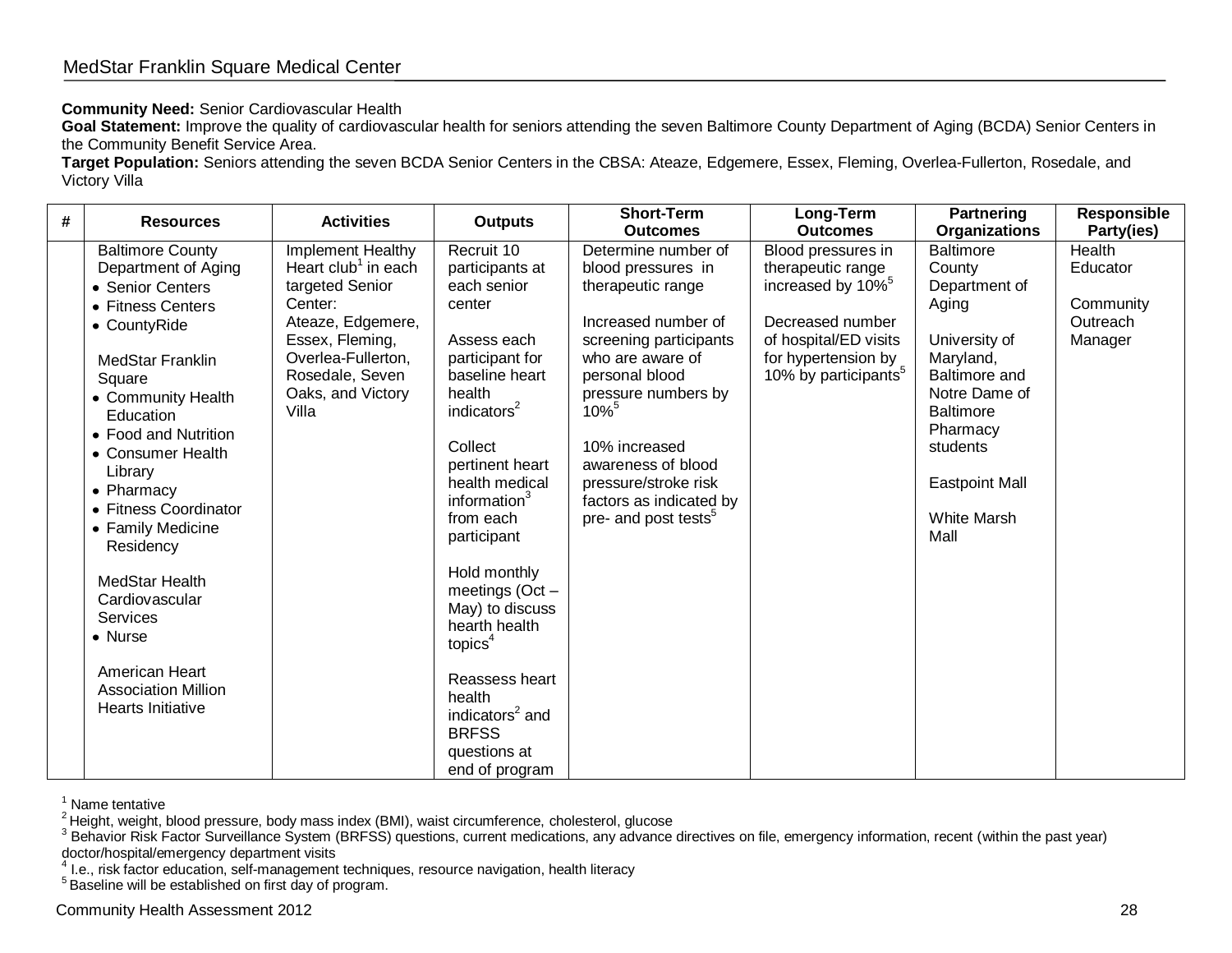**Community Need:** Senior Cardiovascular Health

**Goal Statement:** Improve the quality of cardiovascular health for seniors attending the seven Baltimore County Department of Aging (BCDA) Senior Centers in the Community Benefit Service Area.

**Target Population:** Seniors attending the seven BCDA Senior Centers in the CBSA: Ateaze, Edgemere, Essex, Fleming, Overlea-Fullerton, Rosedale, and Victory Villa

| # | Resources | Activities | Outputs | Short-Term Outcomes | Long-Term Outcomes | Partnering Organizations | Responsible Party(ies) |
|---|---|---|---|---|---|---|---|
| | Baltimore County Department of Aging<br>• Senior Centers<br>• Fitness Centers<br>• CountyRide<br><br>MedStar Franklin Square<br>• Community Health Education<br>• Food and Nutrition<br>• Consumer Health Library<br>• Pharmacy<br>• Fitness Coordinator<br>• Family Medicine Residency<br><br>MedStar Health Cardiovascular Services<br>• Nurse<br><br>American Heart Association Million Hearts Initiative | Implement Healthy Heart club[1] in each targeted Senior Center: Ateaze, Edgemere, Essex, Fleming, Overlea-Fullerton, Rosedale, Seven Oaks, and Victory Villa | Recruit 10 participants at each senior center<br><br>Assess each participant for baseline heart health indicators[2]<br><br>Collect pertinent heart health medical information[3] from each participant<br><br>Hold monthly meetings (Oct – May) to discuss hearth health topics[4]<br><br>Reassess heart health indicators[2] and BRFSS questions at end of program | Determine number of blood pressures in therapeutic range<br><br>Increased number of screening participants who are aware of personal blood pressure numbers by 10%[5]<br><br>10% increased awareness of blood pressure/stroke risk factors as indicated by pre- and post tests[5] | Blood pressures in therapeutic range increased by 10%[5]<br><br>Decreased number of hospital/ED visits for hypertension by 10% by participants[5] | Baltimore County Department of Aging<br><br>University of Maryland, Baltimore and Notre Dame of Baltimore Pharmacy students<br><br>Eastpoint Mall<br><br>White Marsh Mall | Health Educator<br><br>Community Outreach Manager |

[1] Name tentative

[2] Height, weight, blood pressure, body mass index (BMI), waist circumference, cholesterol, glucose

[3] Behavior Risk Factor Surveillance System (BRFSS) questions, current medications, any advance directives on file, emergency information, recent (within the past year) doctor/hospital/emergency department visits

[4] I.e., risk factor education, self-management techniques, resource navigation, health literacy

[5] Baseline will be established on first day of program.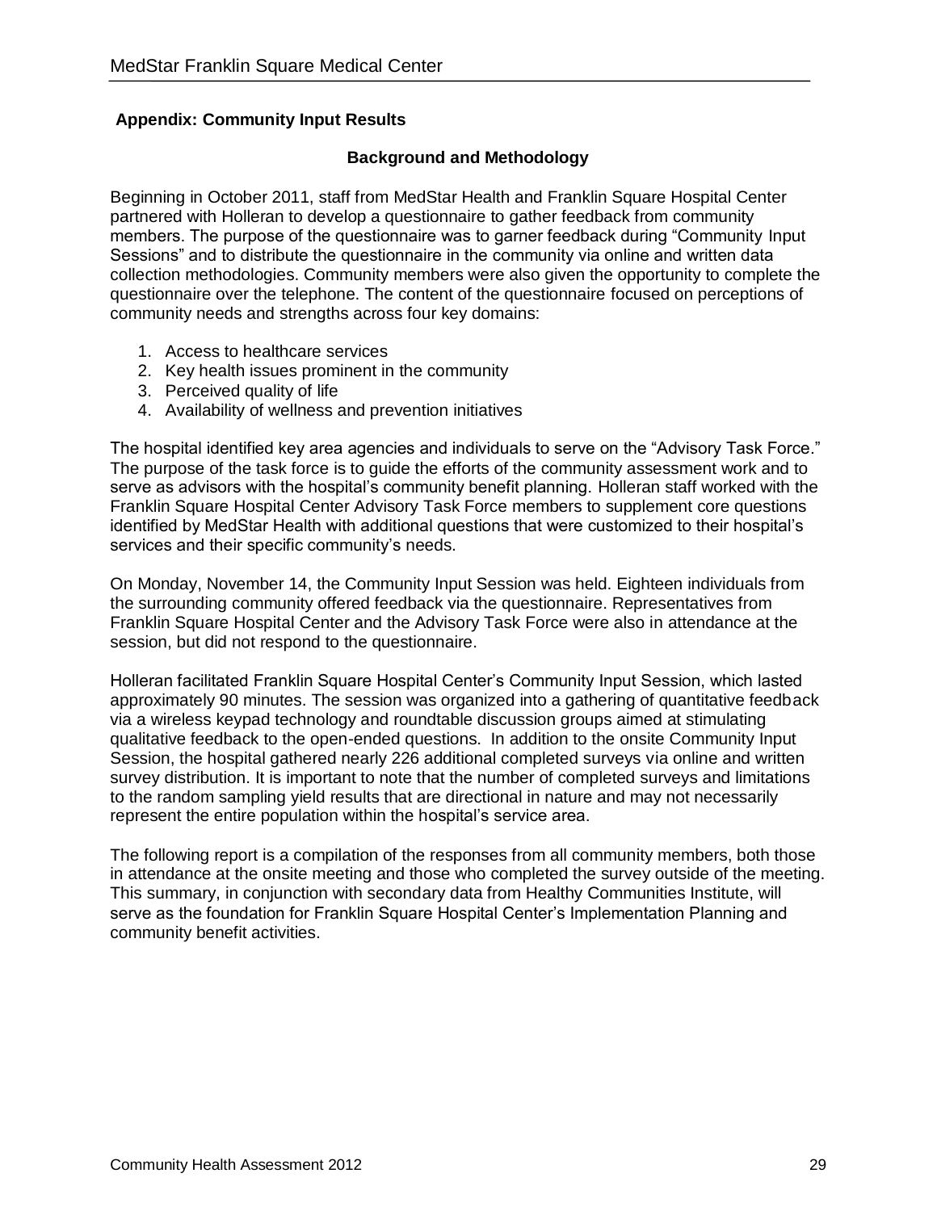## Appendix: Community Input Results

### Background and Methodology

Beginning in October 2011, staff from MedStar Health and Franklin Square Hospital Center partnered with Holleran to develop a questionnaire to gather feedback from community members. The purpose of the questionnaire was to garner feedback during "Community Input Sessions" and to distribute the questionnaire in the community via online and written data collection methodologies. Community members were also given the opportunity to complete the questionnaire over the telephone. The content of the questionnaire focused on perceptions of community needs and strengths across four key domains:

1. Access to healthcare services
2. Key health issues prominent in the community
3. Perceived quality of life
4. Availability of wellness and prevention initiatives

The hospital identified key area agencies and individuals to serve on the "Advisory Task Force." The purpose of the task force is to guide the efforts of the community assessment work and to serve as advisors with the hospital's community benefit planning. Holleran staff worked with the Franklin Square Hospital Center Advisory Task Force members to supplement core questions identified by MedStar Health with additional questions that were customized to their hospital's services and their specific community's needs.

On Monday, November 14, the Community Input Session was held. Eighteen individuals from the surrounding community offered feedback via the questionnaire. Representatives from Franklin Square Hospital Center and the Advisory Task Force were also in attendance at the session, but did not respond to the questionnaire.

Holleran facilitated Franklin Square Hospital Center's Community Input Session, which lasted approximately 90 minutes. The session was organized into a gathering of quantitative feedback via a wireless keypad technology and roundtable discussion groups aimed at stimulating qualitative feedback to the open-ended questions. In addition to the onsite Community Input Session, the hospital gathered nearly 226 additional completed surveys via online and written survey distribution. It is important to note that the number of completed surveys and limitations to the random sampling yield results that are directional in nature and may not necessarily represent the entire population within the hospital's service area.

The following report is a compilation of the responses from all community members, both those in attendance at the onsite meeting and those who completed the survey outside of the meeting. This summary, in conjunction with secondary data from Healthy Communities Institute, will serve as the foundation for Franklin Square Hospital Center's Implementation Planning and community benefit activities.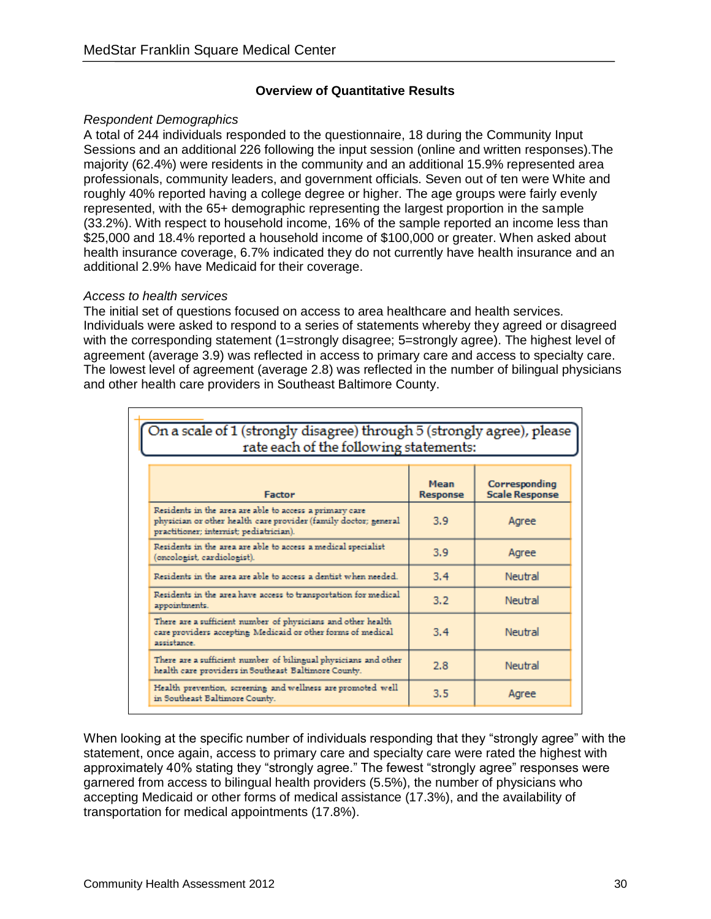## Overview of Quantitative Results

*Respondent Demographics*

A total of 244 individuals responded to the questionnaire, 18 during the Community Input Sessions and an additional 226 following the input session (online and written responses).The majority (62.4%) were residents in the community and an additional 15.9% represented area professionals, community leaders, and government officials. Seven out of ten were White and roughly 40% reported having a college degree or higher. The age groups were fairly evenly represented, with the 65+ demographic representing the largest proportion in the sample (33.2%). With respect to household income, 16% of the sample reported an income less than $25,000 and 18.4% reported a household income of $100,000 or greater. When asked about health insurance coverage, 6.7% indicated they do not currently have health insurance and an additional 2.9% have Medicaid for their coverage.

*Access to health services*

The initial set of questions focused on access to area healthcare and health services. Individuals were asked to respond to a series of statements whereby they agreed or disagreed with the corresponding statement (1=strongly disagree; 5=strongly agree). The highest level of agreement (average 3.9) was reflected in access to primary care and access to specialty care. The lowest level of agreement (average 2.8) was reflected in the number of bilingual physicians and other health care providers in Southeast Baltimore County.

On a scale of 1 (strongly disagree) through 5 (strongly agree), please rate each of the following statements:

| Factor | Mean Response | Corresponding Scale Response |
|---|---|---|
| Residents in the area are able to access a primary care physician or other health care provider (family doctor; general practitioner; internist; pediatrician). | 3.9 | Agree |
| Residents in the area are able to access a medical specialist (oncologist, cardiologist). | 3.9 | Agree |
| Residents in the area are able to access a dentist when needed. | 3.4 | Neutral |
| Residents in the area have access to transportation for medical appointments. | 3.2 | Neutral |
| There are a sufficient number of physicians and other health care providers accepting Medicaid or other forms of medical assistance. | 3.4 | Neutral |
| There are a sufficient number of bilingual physicians and other health care providers in Southeast Baltimore County. | 2.8 | Neutral |
| Health prevention, screening and wellness are promoted well in Southeast Baltimore County. | 3.5 | Agree |

When looking at the specific number of individuals responding that they "strongly agree" with the statement, once again, access to primary care and specialty care were rated the highest with approximately 40% stating they "strongly agree." The fewest "strongly agree" responses were garnered from access to bilingual health providers (5.5%), the number of physicians who accepting Medicaid or other forms of medical assistance (17.3%), and the availability of transportation for medical appointments (17.8%).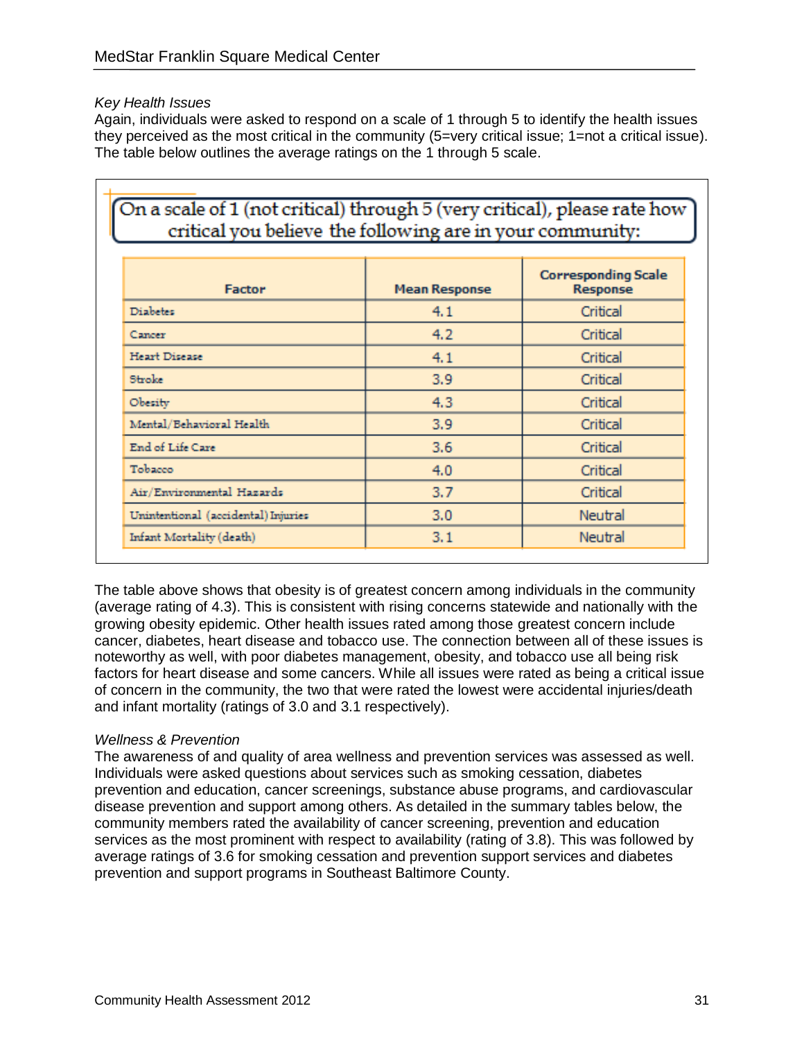*Key Health Issues*

Again, individuals were asked to respond on a scale of 1 through 5 to identify the health issues they perceived as the most critical in the community (5=very critical issue; 1=not a critical issue). The table below outlines the average ratings on the 1 through 5 scale.

**On a scale of 1 (not critical) through 5 (very critical), please rate how critical you believe the following are in your community:**

| Factor | Mean Response | Corresponding Scale Response |
|---|---|---|
| Diabetes | 4.1 | Critical |
| Cancer | 4.2 | Critical |
| Heart Disease | 4.1 | Critical |
| Stroke | 3.9 | Critical |
| Obesity | 4.3 | Critical |
| Mental/Behavioral Health | 3.9 | Critical |
| End of Life Care | 3.6 | Critical |
| Tobacco | 4.0 | Critical |
| Air/Environmental Hazards | 3.7 | Critical |
| Unintentional (accidental) Injuries | 3.0 | Neutral |
| Infant Mortality (death) | 3.1 | Neutral |

The table above shows that obesity is of greatest concern among individuals in the community (average rating of 4.3). This is consistent with rising concerns statewide and nationally with the growing obesity epidemic. Other health issues rated among those greatest concern include cancer, diabetes, heart disease and tobacco use. The connection between all of these issues is noteworthy as well, with poor diabetes management, obesity, and tobacco use all being risk factors for heart disease and some cancers. While all issues were rated as being a critical issue of concern in the community, the two that were rated the lowest were accidental injuries/death and infant mortality (ratings of 3.0 and 3.1 respectively).

*Wellness & Prevention*

The awareness of and quality of area wellness and prevention services was assessed as well. Individuals were asked questions about services such as smoking cessation, diabetes prevention and education, cancer screenings, substance abuse programs, and cardiovascular disease prevention and support among others. As detailed in the summary tables below, the community members rated the availability of cancer screening, prevention and education services as the most prominent with respect to availability (rating of 3.8). This was followed by average ratings of 3.6 for smoking cessation and prevention support services and diabetes prevention and support programs in Southeast Baltimore County.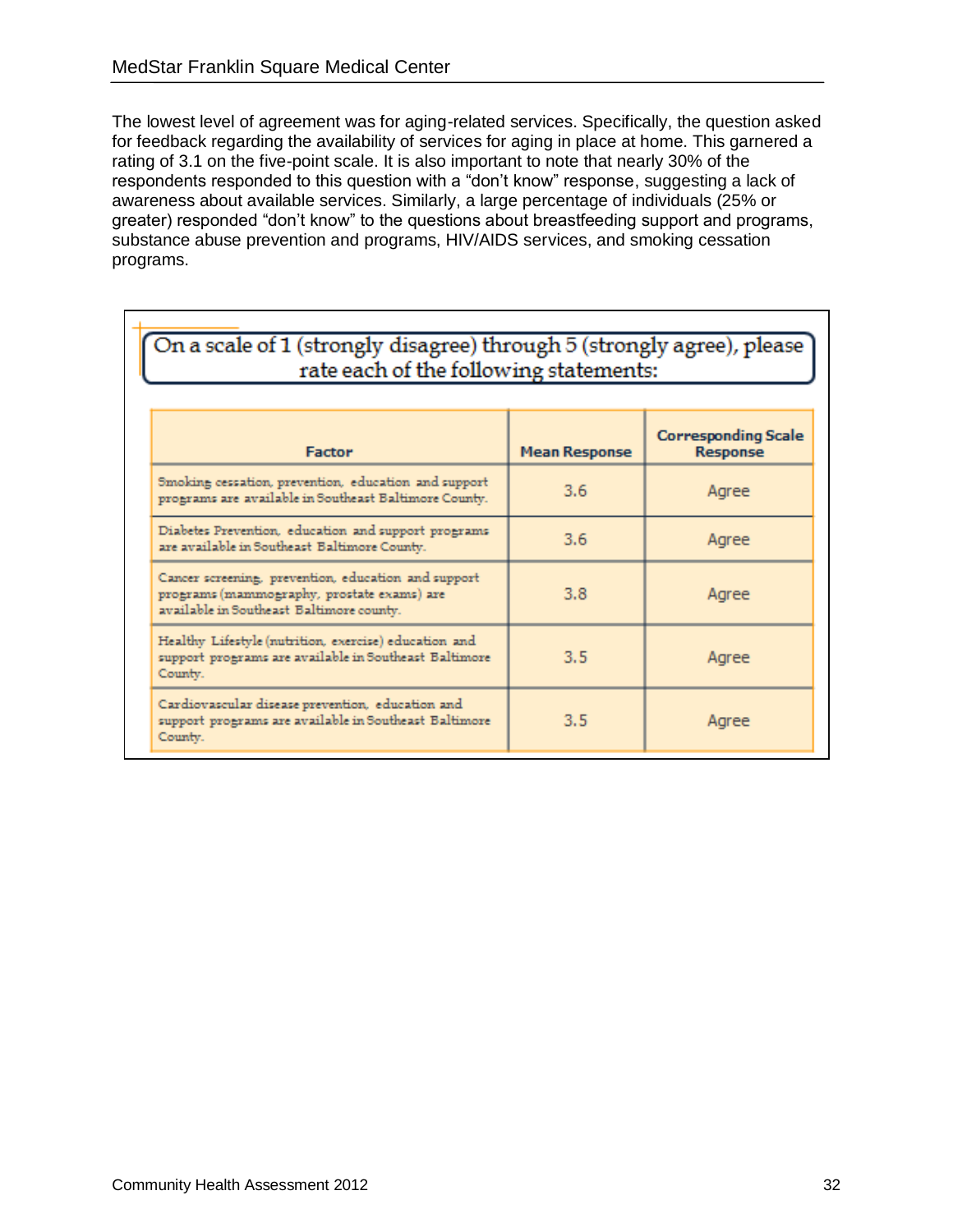The lowest level of agreement was for aging-related services. Specifically, the question asked for feedback regarding the availability of services for aging in place at home. This garnered a rating of 3.1 on the five-point scale. It is also important to note that nearly 30% of the respondents responded to this question with a “don’t know” response, suggesting a lack of awareness about available services. Similarly, a large percentage of individuals (25% or greater) responded “don’t know” to the questions about breastfeeding support and programs, substance abuse prevention and programs, HIV/AIDS services, and smoking cessation programs.

On a scale of 1 (strongly disagree) through 5 (strongly agree), please rate each of the following statements:

| Factor | Mean Response | Corresponding Scale Response |
|---|---|---|
| Smoking cessation, prevention, education and support programs are available in Southeast Baltimore County. | 3.6 | Agree |
| Diabetes Prevention, education and support programs are available in Southeast Baltimore County. | 3.6 | Agree |
| Cancer screening, prevention, education and support programs (mammography, prostate exams) are available in Southeast Baltimore county. | 3.8 | Agree |
| Healthy Lifestyle (nutrition, exercise) education and support programs are available in Southeast Baltimore County. | 3.5 | Agree |
| Cardiovascular disease prevention, education and support programs are available in Southeast Baltimore County. | 3.5 | Agree |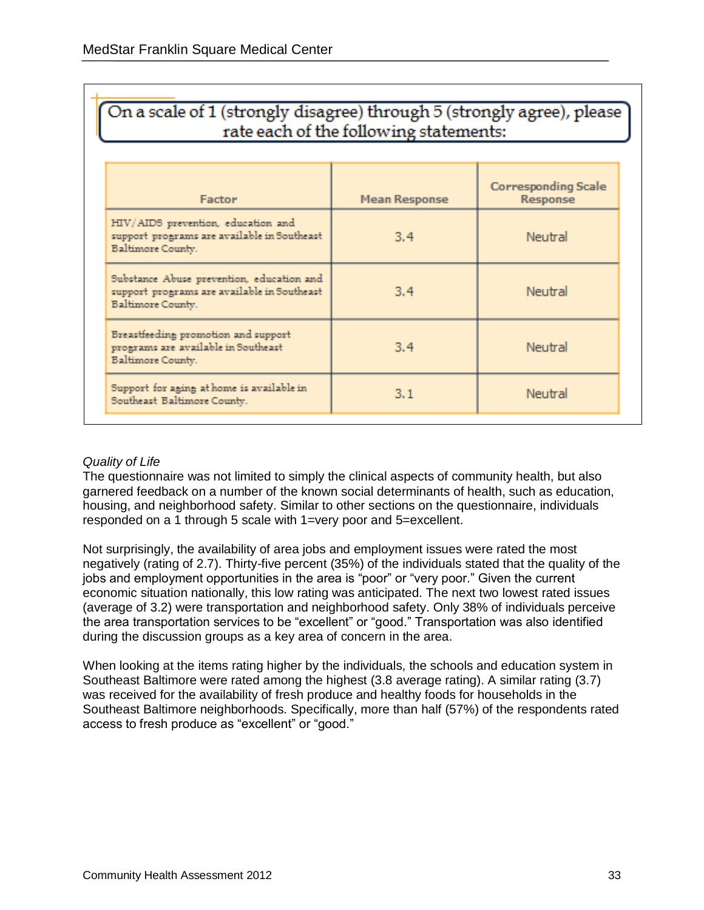On a scale of 1 (strongly disagree) through 5 (strongly agree), please rate each of the following statements:

| Factor | Mean Response | Corresponding Scale Response |
|---|---|---|
| HIV/AIDS prevention, education and support programs are available in Southeast Baltimore County. | 3.4 | Neutral |
| Substance Abuse prevention, education and support programs are available in Southeast Baltimore County. | 3.4 | Neutral |
| Breastfeeding promotion and support programs are available in Southeast Baltimore County. | 3.4 | Neutral |
| Support for aging at home is available in Southeast Baltimore County. | 3.1 | Neutral |

*Quality of Life*

The questionnaire was not limited to simply the clinical aspects of community health, but also garnered feedback on a number of the known social determinants of health, such as education, housing, and neighborhood safety. Similar to other sections on the questionnaire, individuals responded on a 1 through 5 scale with 1=very poor and 5=excellent.

Not surprisingly, the availability of area jobs and employment issues were rated the most negatively (rating of 2.7). Thirty-five percent (35%) of the individuals stated that the quality of the jobs and employment opportunities in the area is "poor" or "very poor." Given the current economic situation nationally, this low rating was anticipated. The next two lowest rated issues (average of 3.2) were transportation and neighborhood safety. Only 38% of individuals perceive the area transportation services to be "excellent" or "good." Transportation was also identified during the discussion groups as a key area of concern in the area.

When looking at the items rating higher by the individuals, the schools and education system in Southeast Baltimore were rated among the highest (3.8 average rating). A similar rating (3.7) was received for the availability of fresh produce and healthy foods for households in the Southeast Baltimore neighborhoods. Specifically, more than half (57%) of the respondents rated access to fresh produce as "excellent" or "good."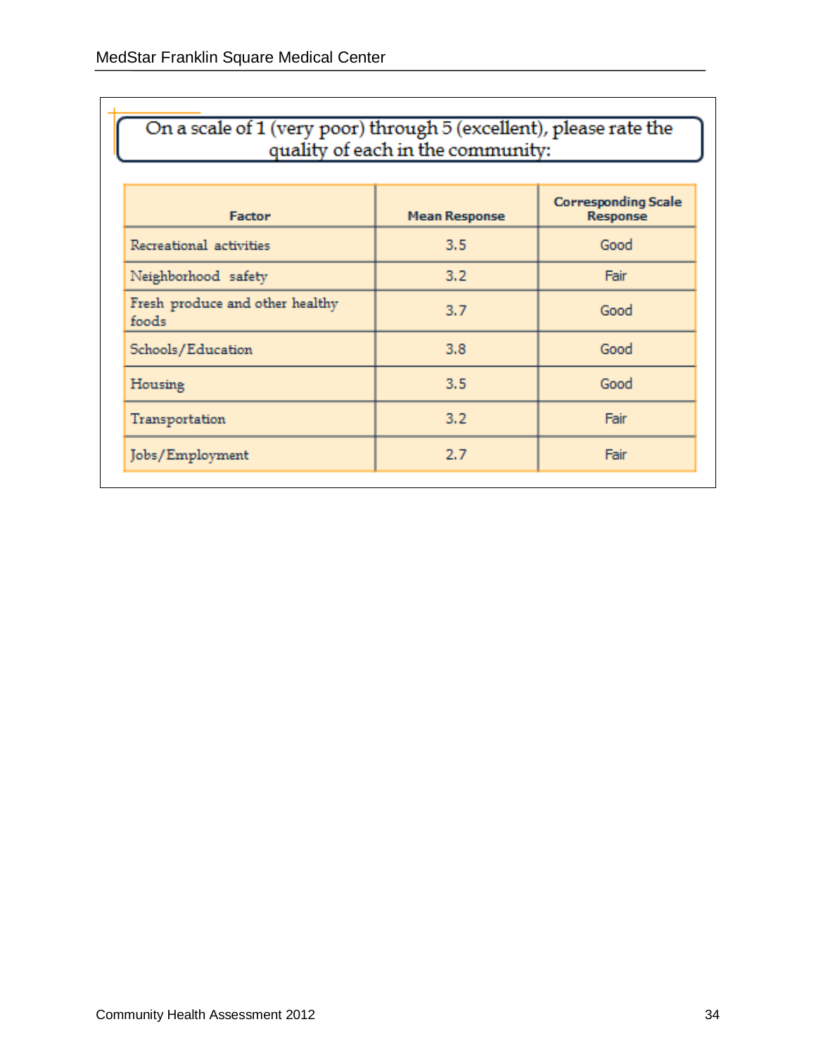On a scale of 1 (very poor) through 5 (excellent), please rate the quality of each in the community:

| Factor | Mean Response | Corresponding Scale Response |
|---|---|---|
| Recreational activities | 3.5 | Good |
| Neighborhood safety | 3.2 | Fair |
| Fresh produce and other healthy foods | 3.7 | Good |
| Schools/Education | 3.8 | Good |
| Housing | 3.5 | Good |
| Transportation | 3.2 | Fair |
| Jobs/Employment | 2.7 | Fair |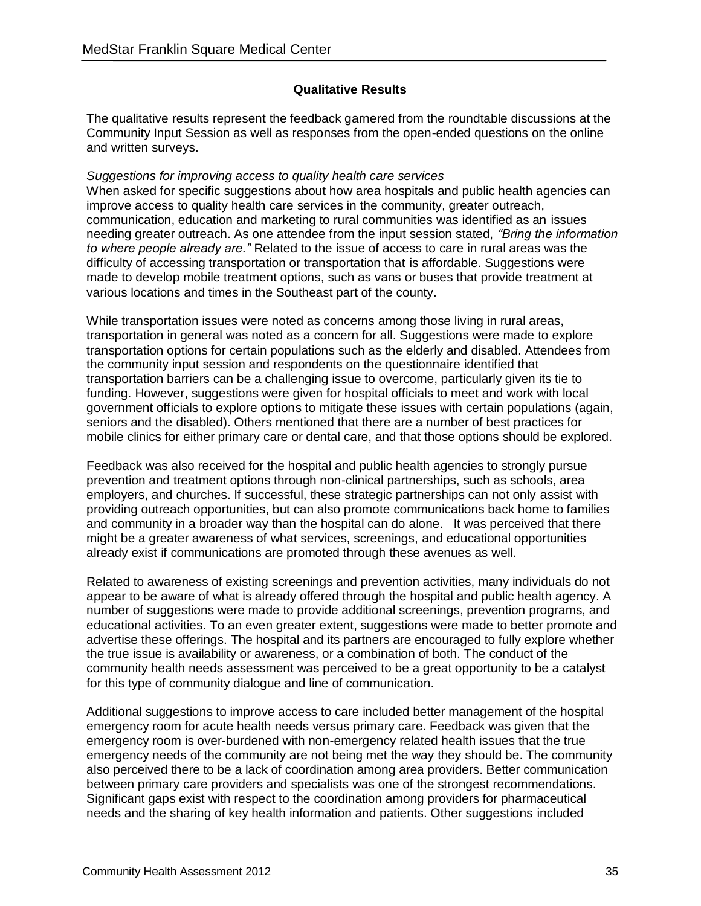## Qualitative Results

The qualitative results represent the feedback garnered from the roundtable discussions at the Community Input Session as well as responses from the open-ended questions on the online and written surveys.

*Suggestions for improving access to quality health care services*

When asked for specific suggestions about how area hospitals and public health agencies can improve access to quality health care services in the community, greater outreach, communication, education and marketing to rural communities was identified as an issues needing greater outreach. As one attendee from the input session stated, *"Bring the information to where people already are."* Related to the issue of access to care in rural areas was the difficulty of accessing transportation or transportation that is affordable. Suggestions were made to develop mobile treatment options, such as vans or buses that provide treatment at various locations and times in the Southeast part of the county.

While transportation issues were noted as concerns among those living in rural areas, transportation in general was noted as a concern for all. Suggestions were made to explore transportation options for certain populations such as the elderly and disabled. Attendees from the community input session and respondents on the questionnaire identified that transportation barriers can be a challenging issue to overcome, particularly given its tie to funding. However, suggestions were given for hospital officials to meet and work with local government officials to explore options to mitigate these issues with certain populations (again, seniors and the disabled). Others mentioned that there are a number of best practices for mobile clinics for either primary care or dental care, and that those options should be explored.

Feedback was also received for the hospital and public health agencies to strongly pursue prevention and treatment options through non-clinical partnerships, such as schools, area employers, and churches. If successful, these strategic partnerships can not only assist with providing outreach opportunities, but can also promote communications back home to families and community in a broader way than the hospital can do alone. It was perceived that there might be a greater awareness of what services, screenings, and educational opportunities already exist if communications are promoted through these avenues as well.

Related to awareness of existing screenings and prevention activities, many individuals do not appear to be aware of what is already offered through the hospital and public health agency. A number of suggestions were made to provide additional screenings, prevention programs, and educational activities. To an even greater extent, suggestions were made to better promote and advertise these offerings. The hospital and its partners are encouraged to fully explore whether the true issue is availability or awareness, or a combination of both. The conduct of the community health needs assessment was perceived to be a great opportunity to be a catalyst for this type of community dialogue and line of communication.

Additional suggestions to improve access to care included better management of the hospital emergency room for acute health needs versus primary care. Feedback was given that the emergency room is over-burdened with non-emergency related health issues that the true emergency needs of the community are not being met the way they should be. The community also perceived there to be a lack of coordination among area providers. Better communication between primary care providers and specialists was one of the strongest recommendations. Significant gaps exist with respect to the coordination among providers for pharmaceutical needs and the sharing of key health information and patients. Other suggestions included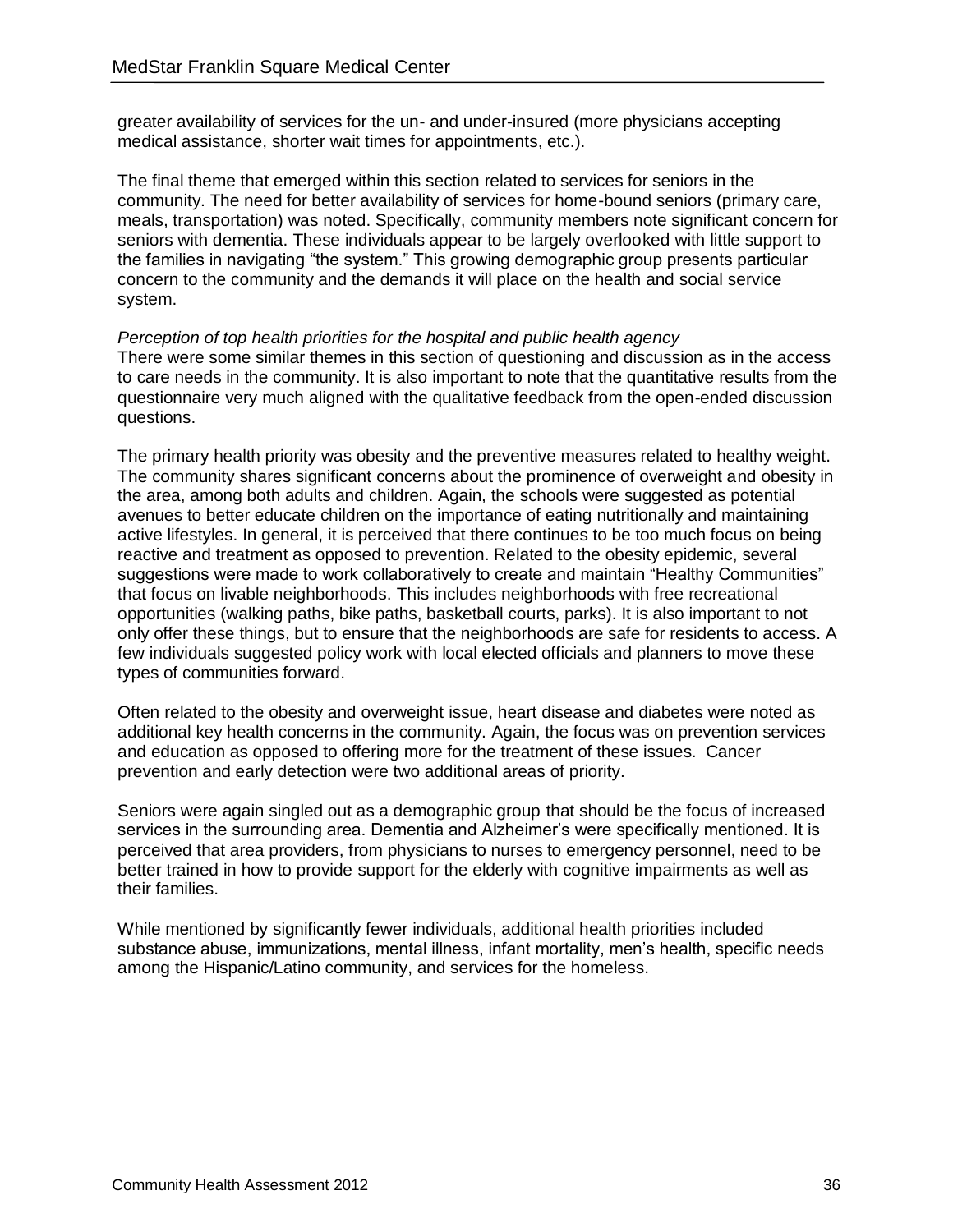greater availability of services for the un- and under-insured (more physicians accepting medical assistance, shorter wait times for appointments, etc.).

The final theme that emerged within this section related to services for seniors in the community. The need for better availability of services for home-bound seniors (primary care, meals, transportation) was noted. Specifically, community members note significant concern for seniors with dementia. These individuals appear to be largely overlooked with little support to the families in navigating "the system." This growing demographic group presents particular concern to the community and the demands it will place on the health and social service system.

*Perception of top health priorities for the hospital and public health agency*

There were some similar themes in this section of questioning and discussion as in the access to care needs in the community. It is also important to note that the quantitative results from the questionnaire very much aligned with the qualitative feedback from the open-ended discussion questions.

The primary health priority was obesity and the preventive measures related to healthy weight. The community shares significant concerns about the prominence of overweight and obesity in the area, among both adults and children. Again, the schools were suggested as potential avenues to better educate children on the importance of eating nutritionally and maintaining active lifestyles. In general, it is perceived that there continues to be too much focus on being reactive and treatment as opposed to prevention. Related to the obesity epidemic, several suggestions were made to work collaboratively to create and maintain "Healthy Communities" that focus on livable neighborhoods. This includes neighborhoods with free recreational opportunities (walking paths, bike paths, basketball courts, parks). It is also important to not only offer these things, but to ensure that the neighborhoods are safe for residents to access. A few individuals suggested policy work with local elected officials and planners to move these types of communities forward.

Often related to the obesity and overweight issue, heart disease and diabetes were noted as additional key health concerns in the community. Again, the focus was on prevention services and education as opposed to offering more for the treatment of these issues. Cancer prevention and early detection were two additional areas of priority.

Seniors were again singled out as a demographic group that should be the focus of increased services in the surrounding area. Dementia and Alzheimer's were specifically mentioned. It is perceived that area providers, from physicians to nurses to emergency personnel, need to be better trained in how to provide support for the elderly with cognitive impairments as well as their families.

While mentioned by significantly fewer individuals, additional health priorities included substance abuse, immunizations, mental illness, infant mortality, men's health, specific needs among the Hispanic/Latino community, and services for the homeless.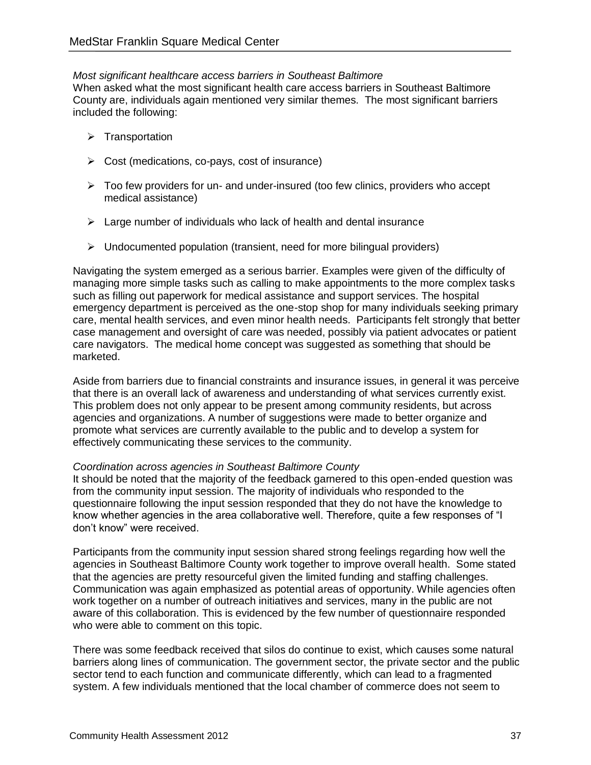*Most significant healthcare access barriers in Southeast Baltimore*
When asked what the most significant health care access barriers in Southeast Baltimore County are, individuals again mentioned very similar themes. The most significant barriers included the following:

- Transportation
- Cost (medications, co-pays, cost of insurance)
- Too few providers for un- and under-insured (too few clinics, providers who accept medical assistance)
- Large number of individuals who lack of health and dental insurance
- Undocumented population (transient, need for more bilingual providers)

Navigating the system emerged as a serious barrier. Examples were given of the difficulty of managing more simple tasks such as calling to make appointments to the more complex tasks such as filling out paperwork for medical assistance and support services. The hospital emergency department is perceived as the one-stop shop for many individuals seeking primary care, mental health services, and even minor health needs. Participants felt strongly that better case management and oversight of care was needed, possibly via patient advocates or patient care navigators. The medical home concept was suggested as something that should be marketed.

Aside from barriers due to financial constraints and insurance issues, in general it was perceive that there is an overall lack of awareness and understanding of what services currently exist. This problem does not only appear to be present among community residents, but across agencies and organizations. A number of suggestions were made to better organize and promote what services are currently available to the public and to develop a system for effectively communicating these services to the community.

*Coordination across agencies in Southeast Baltimore County*
It should be noted that the majority of the feedback garnered to this open-ended question was from the community input session. The majority of individuals who responded to the questionnaire following the input session responded that they do not have the knowledge to know whether agencies in the area collaborative well. Therefore, quite a few responses of "I don't know" were received.

Participants from the community input session shared strong feelings regarding how well the agencies in Southeast Baltimore County work together to improve overall health. Some stated that the agencies are pretty resourceful given the limited funding and staffing challenges. Communication was again emphasized as potential areas of opportunity. While agencies often work together on a number of outreach initiatives and services, many in the public are not aware of this collaboration. This is evidenced by the few number of questionnaire responded who were able to comment on this topic.

There was some feedback received that silos do continue to exist, which causes some natural barriers along lines of communication. The government sector, the private sector and the public sector tend to each function and communicate differently, which can lead to a fragmented system. A few individuals mentioned that the local chamber of commerce does not seem to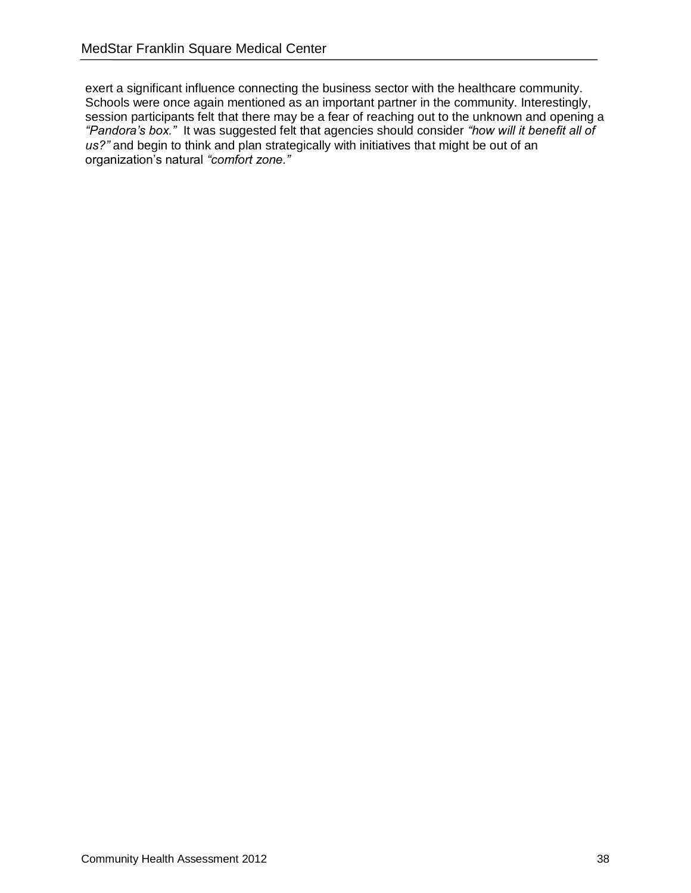exert a significant influence connecting the business sector with the healthcare community. Schools were once again mentioned as an important partner in the community. Interestingly, session participants felt that there may be a fear of reaching out to the unknown and opening a *"Pandora's box."* It was suggested felt that agencies should consider *"how will it benefit all of us?"* and begin to think and plan strategically with initiatives that might be out of an organization's natural *"comfort zone."*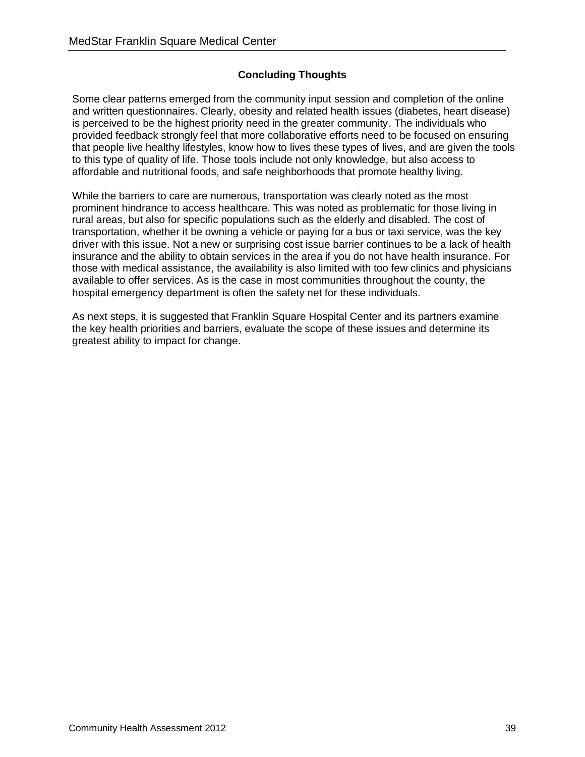## Concluding Thoughts

Some clear patterns emerged from the community input session and completion of the online and written questionnaires. Clearly, obesity and related health issues (diabetes, heart disease) is perceived to be the highest priority need in the greater community. The individuals who provided feedback strongly feel that more collaborative efforts need to be focused on ensuring that people live healthy lifestyles, know how to lives these types of lives, and are given the tools to this type of quality of life. Those tools include not only knowledge, but also access to affordable and nutritional foods, and safe neighborhoods that promote healthy living.

While the barriers to care are numerous, transportation was clearly noted as the most prominent hindrance to access healthcare. This was noted as problematic for those living in rural areas, but also for specific populations such as the elderly and disabled. The cost of transportation, whether it be owning a vehicle or paying for a bus or taxi service, was the key driver with this issue. Not a new or surprising cost issue barrier continues to be a lack of health insurance and the ability to obtain services in the area if you do not have health insurance. For those with medical assistance, the availability is also limited with too few clinics and physicians available to offer services. As is the case in most communities throughout the county, the hospital emergency department is often the safety net for these individuals.

As next steps, it is suggested that Franklin Square Hospital Center and its partners examine the key health priorities and barriers, evaluate the scope of these issues and determine its greatest ability to impact for change.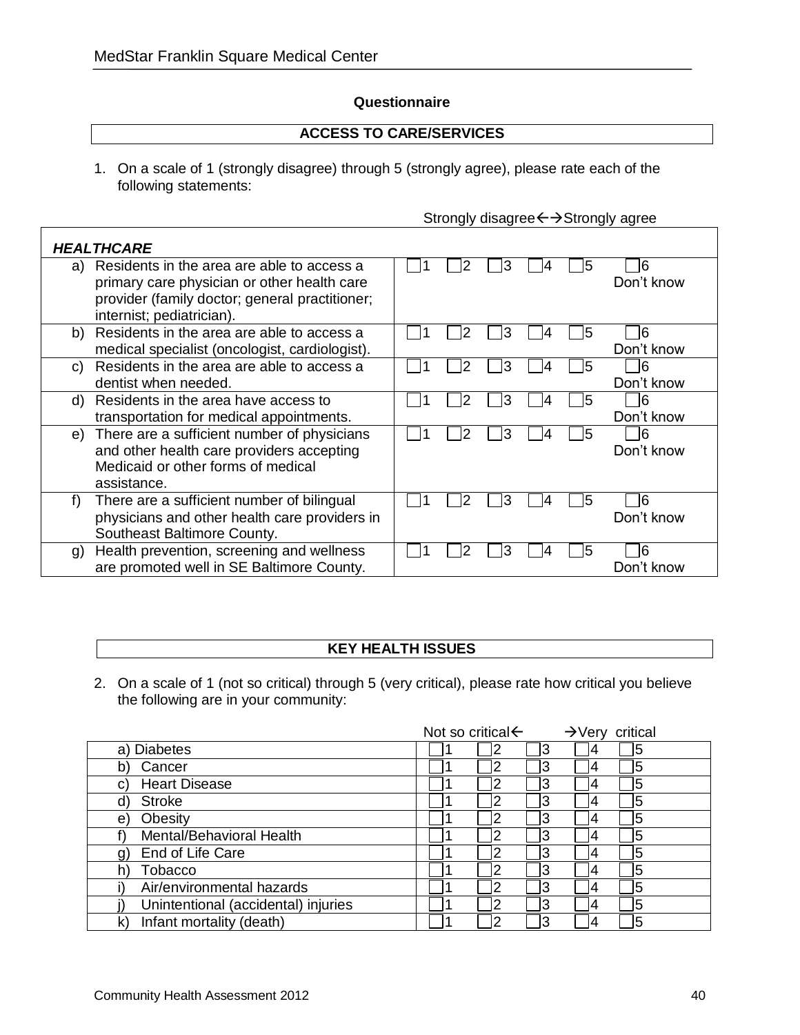**Questionnaire**

## ACCESS TO CARE/SERVICES

1. On a scale of 1 (strongly disagree) through 5 (strongly agree), please rate each of the following statements:

| *HEALTHCARE* | Strongly disagree←→Strongly agree | | | | | |
|---|---|---|---|---|---|---|
| a) Residents in the area are able to access a primary care physician or other health care provider (family doctor; general practitioner; internist; pediatrician). | ☐1 | ☐2 | ☐3 | ☐4 | ☐5 | ☐6 Don't know |
| b) Residents in the area are able to access a medical specialist (oncologist, cardiologist). | ☐1 | ☐2 | ☐3 | ☐4 | ☐5 | ☐6 Don't know |
| c) Residents in the area are able to access a dentist when needed. | ☐1 | ☐2 | ☐3 | ☐4 | ☐5 | ☐6 Don't know |
| d) Residents in the area have access to transportation for medical appointments. | ☐1 | ☐2 | ☐3 | ☐4 | ☐5 | ☐6 Don't know |
| e) There are a sufficient number of physicians and other health care providers accepting Medicaid or other forms of medical assistance. | ☐1 | ☐2 | ☐3 | ☐4 | ☐5 | ☐6 Don't know |
| f) There are a sufficient number of bilingual physicians and other health care providers in Southeast Baltimore County. | ☐1 | ☐2 | ☐3 | ☐4 | ☐5 | ☐6 Don't know |
| g) Health prevention, screening and wellness are promoted well in SE Baltimore County. | ☐1 | ☐2 | ☐3 | ☐4 | ☐5 | ☐6 Don't know |

## KEY HEALTH ISSUES

2. On a scale of 1 (not so critical) through 5 (very critical), please rate how critical you believe the following are in your community:

| | Not so critical← | | | | →Very critical |
|---|---|---|---|---|---|
| a) Diabetes | ☐1 | ☐2 | ☐3 | ☐4 | ☐5 |
| b) Cancer | ☐1 | ☐2 | ☐3 | ☐4 | ☐5 |
| c) Heart Disease | ☐1 | ☐2 | ☐3 | ☐4 | ☐5 |
| d) Stroke | ☐1 | ☐2 | ☐3 | ☐4 | ☐5 |
| e) Obesity | ☐1 | ☐2 | ☐3 | ☐4 | ☐5 |
| f) Mental/Behavioral Health | ☐1 | ☐2 | ☐3 | ☐4 | ☐5 |
| g) End of Life Care | ☐1 | ☐2 | ☐3 | ☐4 | ☐5 |
| h) Tobacco | ☐1 | ☐2 | ☐3 | ☐4 | ☐5 |
| i) Air/environmental hazards | ☐1 | ☐2 | ☐3 | ☐4 | ☐5 |
| j) Unintentional (accidental) injuries | ☐1 | ☐2 | ☐3 | ☐4 | ☐5 |
| k) Infant mortality (death) | ☐1 | ☐2 | ☐3 | ☐4 | ☐5 |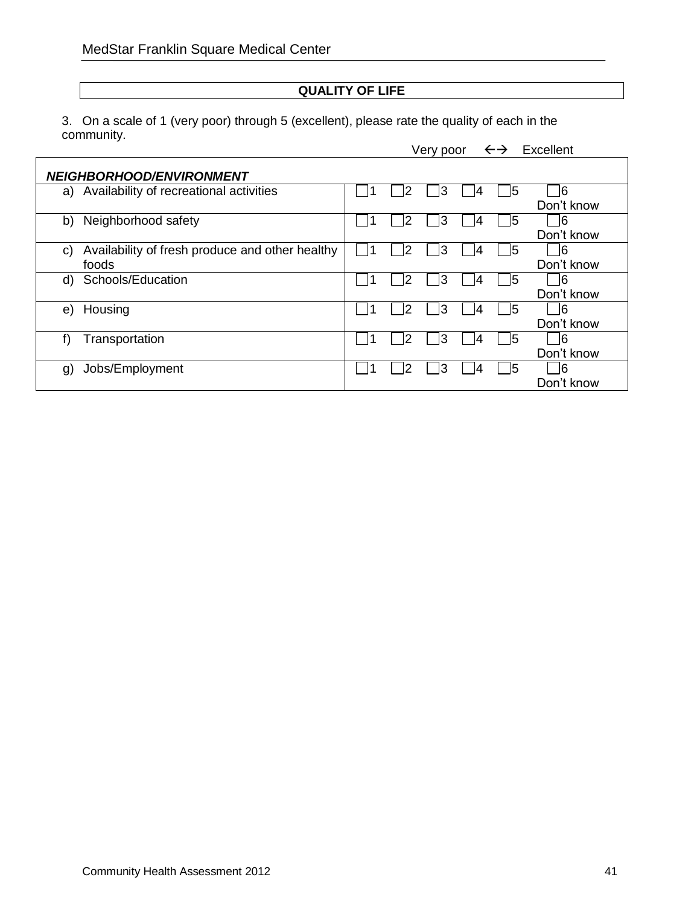## QUALITY OF LIFE

3. On a scale of 1 (very poor) through 5 (excellent), please rate the quality of each in the community.

| ***NEIGHBORHOOD/ENVIRONMENT*** | Very poor ← | | | → Excellent | | |
|---|---|---|---|---|---|---|
| a) Availability of recreational activities | ☐1 | ☐2 | ☐3 | ☐4 | ☐5 | ☐6 Don't know |
| b) Neighborhood safety | ☐1 | ☐2 | ☐3 | ☐4 | ☐5 | ☐6 Don't know |
| c) Availability of fresh produce and other healthy foods | ☐1 | ☐2 | ☐3 | ☐4 | ☐5 | ☐6 Don't know |
| d) Schools/Education | ☐1 | ☐2 | ☐3 | ☐4 | ☐5 | ☐6 Don't know |
| e) Housing | ☐1 | ☐2 | ☐3 | ☐4 | ☐5 | ☐6 Don't know |
| f) Transportation | ☐1 | ☐2 | ☐3 | ☐4 | ☐5 | ☐6 Don't know |
| g) Jobs/Employment | ☐1 | ☐2 | ☐3 | ☐4 | ☐5 | ☐6 Don't know |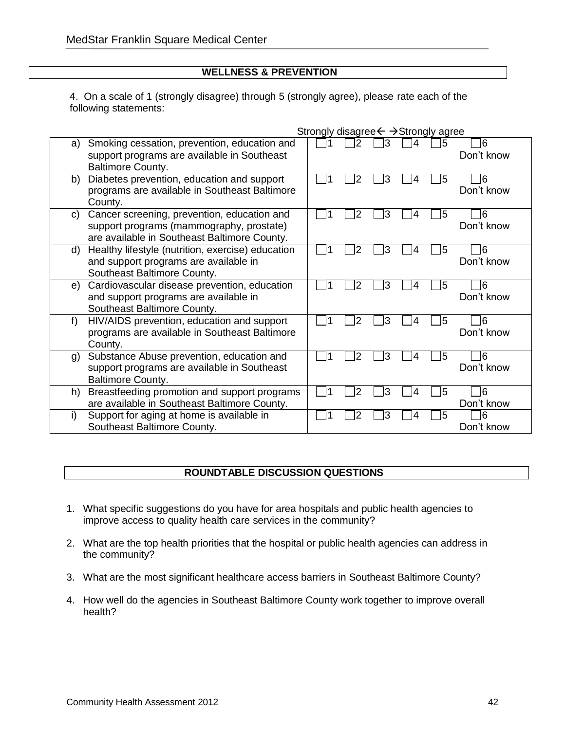## WELLNESS & PREVENTION

4. On a scale of 1 (strongly disagree) through 5 (strongly agree), please rate each of the following statements:

| | Strongly disagree← | | | →Strongly agree | | |
|---|---|---|---|---|---|---|
| a) Smoking cessation, prevention, education and support programs are available in Southeast Baltimore County. | ☐1 | ☐2 | ☐3 | ☐4 | ☐5 | ☐6 Don't know |
| b) Diabetes prevention, education and support programs are available in Southeast Baltimore County. | ☐1 | ☐2 | ☐3 | ☐4 | ☐5 | ☐6 Don't know |
| c) Cancer screening, prevention, education and support programs (mammography, prostate) are available in Southeast Baltimore County. | ☐1 | ☐2 | ☐3 | ☐4 | ☐5 | ☐6 Don't know |
| d) Healthy lifestyle (nutrition, exercise) education and support programs are available in Southeast Baltimore County. | ☐1 | ☐2 | ☐3 | ☐4 | ☐5 | ☐6 Don't know |
| e) Cardiovascular disease prevention, education and support programs are available in Southeast Baltimore County. | ☐1 | ☐2 | ☐3 | ☐4 | ☐5 | ☐6 Don't know |
| f) HIV/AIDS prevention, education and support programs are available in Southeast Baltimore County. | ☐1 | ☐2 | ☐3 | ☐4 | ☐5 | ☐6 Don't know |
| g) Substance Abuse prevention, education and support programs are available in Southeast Baltimore County. | ☐1 | ☐2 | ☐3 | ☐4 | ☐5 | ☐6 Don't know |
| h) Breastfeeding promotion and support programs are available in Southeast Baltimore County. | ☐1 | ☐2 | ☐3 | ☐4 | ☐5 | ☐6 Don't know |
| i) Support for aging at home is available in Southeast Baltimore County. | ☐1 | ☐2 | ☐3 | ☐4 | ☐5 | ☐6 Don't know |

## ROUNDTABLE DISCUSSION QUESTIONS

1. What specific suggestions do you have for area hospitals and public health agencies to improve access to quality health care services in the community?
2. What are the top health priorities that the hospital or public health agencies can address in the community?
3. What are the most significant healthcare access barriers in Southeast Baltimore County?
4. How well do the agencies in Southeast Baltimore County work together to improve overall health?